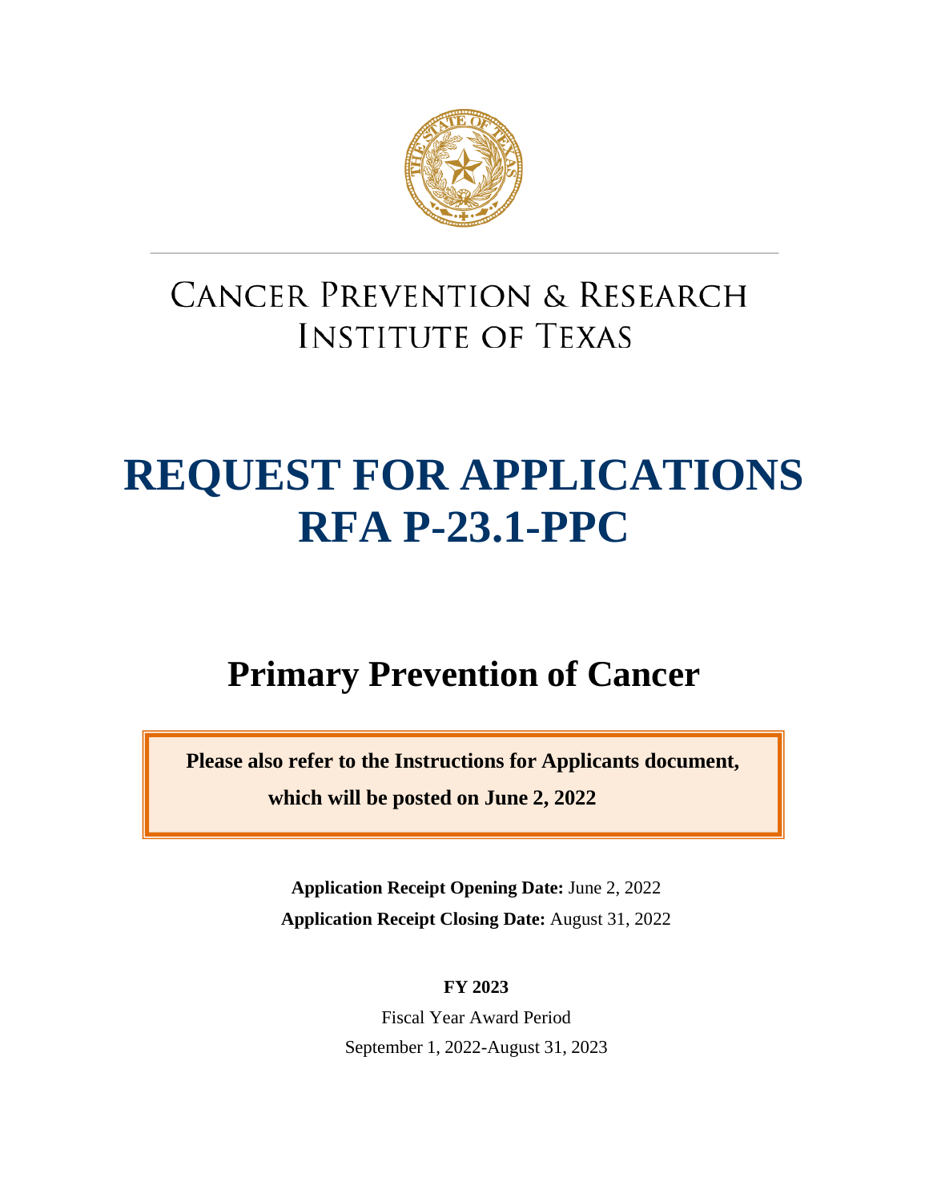# CANCER PREVENTION & RESEARCH INSTITUTE OF TEXAS

# REQUEST FOR APPLICATIONS RFA P-23.1-PPC

## Primary Prevention of Cancer

**Please also refer to the Instructions for Applicants document, which will be posted on June 2, 2022**

**Application Receipt Opening Date:** June 2, 2022

**Application Receipt Closing Date:** August 31, 2022

**FY 2023**

Fiscal Year Award Period

September 1, 2022-August 31, 2023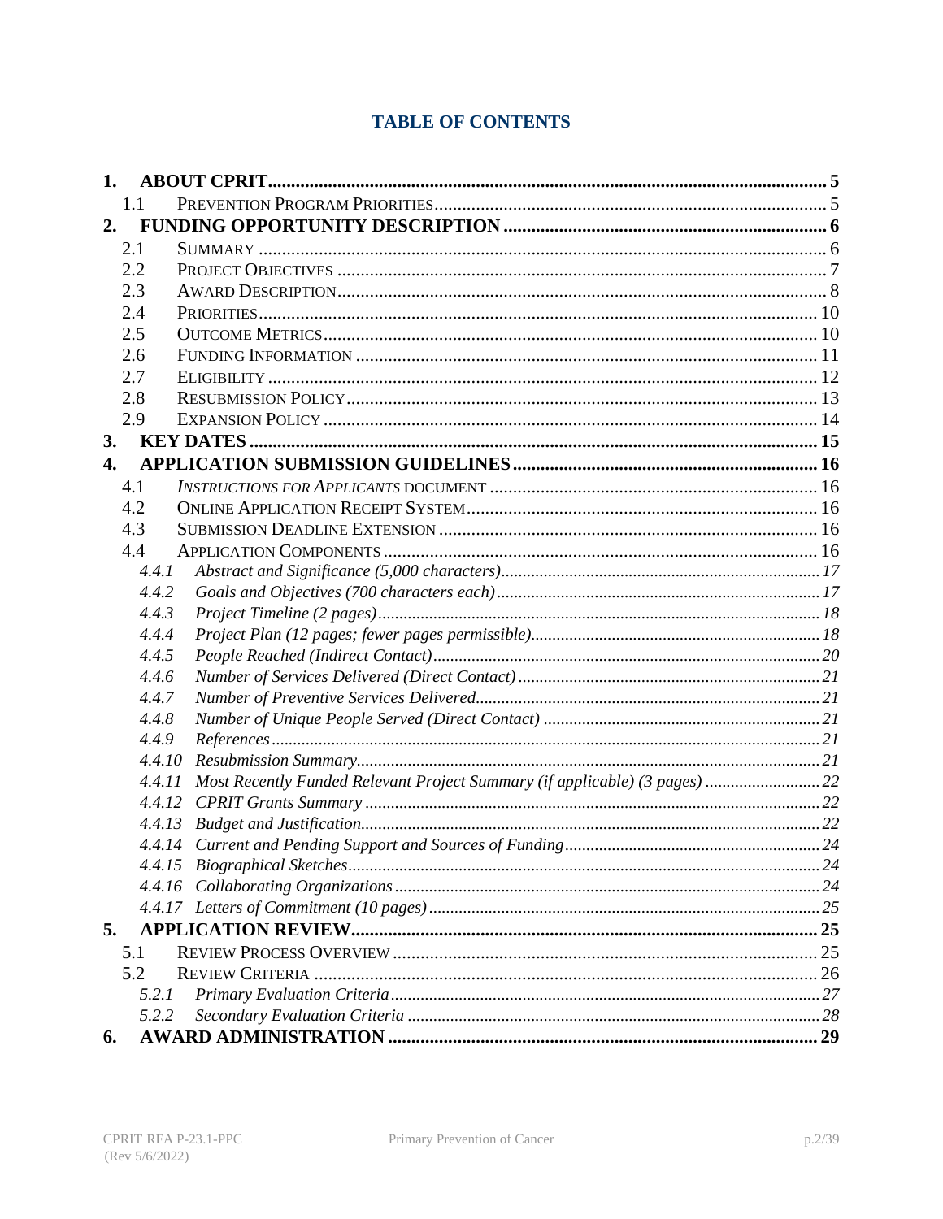# TABLE OF CONTENTS

**1. ABOUT CPRIT** ..... 5

- 1.1 PREVENTION PROGRAM PRIORITIES ..... 5

**2. FUNDING OPPORTUNITY DESCRIPTION** ..... 6

- 2.1 SUMMARY ..... 6
- 2.2 PROJECT OBJECTIVES ..... 7
- 2.3 AWARD DESCRIPTION ..... 8
- 2.4 PRIORITIES ..... 10
- 2.5 OUTCOME METRICS ..... 10
- 2.6 FUNDING INFORMATION ..... 11
- 2.7 ELIGIBILITY ..... 12
- 2.8 RESUBMISSION POLICY ..... 13
- 2.9 EXPANSION POLICY ..... 14

**3. KEY DATES** ..... 15

**4. APPLICATION SUBMISSION GUIDELINES** ..... 16

- 4.1 *INSTRUCTIONS FOR APPLICANTS* DOCUMENT ..... 16
- 4.2 ONLINE APPLICATION RECEIPT SYSTEM ..... 16
- 4.3 SUBMISSION DEADLINE EXTENSION ..... 16
- 4.4 APPLICATION COMPONENTS ..... 16
  - *4.4.1 Abstract and Significance (5,000 characters)* ..... 17
  - *4.4.2 Goals and Objectives (700 characters each)* ..... 17
  - *4.4.3 Project Timeline (2 pages)* ..... 18
  - *4.4.4 Project Plan (12 pages; fewer pages permissible)* ..... 18
  - *4.4.5 People Reached (Indirect Contact)* ..... 20
  - *4.4.6 Number of Services Delivered (Direct Contact)* ..... 21
  - *4.4.7 Number of Preventive Services Delivered* ..... 21
  - *4.4.8 Number of Unique People Served (Direct Contact)* ..... 21
  - *4.4.9 References* ..... 21
  - *4.4.10 Resubmission Summary* ..... 21
  - *4.4.11 Most Recently Funded Relevant Project Summary (if applicable) (3 pages)* ..... 22
  - *4.4.12 CPRIT Grants Summary* ..... 22
  - *4.4.13 Budget and Justification* ..... 22
  - *4.4.14 Current and Pending Support and Sources of Funding* ..... 24
  - *4.4.15 Biographical Sketches* ..... 24
  - *4.4.16 Collaborating Organizations* ..... 24
  - *4.4.17 Letters of Commitment (10 pages)* ..... 25

**5. APPLICATION REVIEW** ..... 25

- 5.1 REVIEW PROCESS OVERVIEW ..... 25
- 5.2 REVIEW CRITERIA ..... 26
  - *5.2.1 Primary Evaluation Criteria* ..... 27
  - *5.2.2 Secondary Evaluation Criteria* ..... 28

**6. AWARD ADMINISTRATION** ..... 29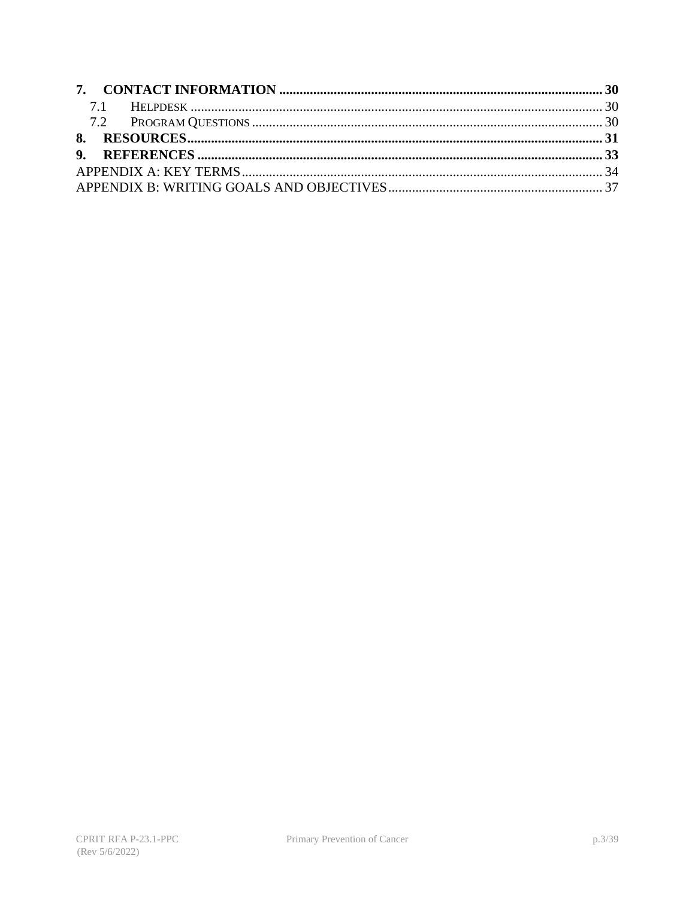**7. CONTACT INFORMATION .............................................................................................. 30**

7.1 HELPDESK ........................................................................................................................ 30

7.2 PROGRAM QUESTIONS ...................................................................................................... 30

**8. RESOURCES ....................................................................................................................... 31**

**9. REFERENCES ..................................................................................................................... 33**

APPENDIX A: KEY TERMS ........................................................................................................ 34

APPENDIX B: WRITING GOALS AND OBJECTIVES .............................................................. 37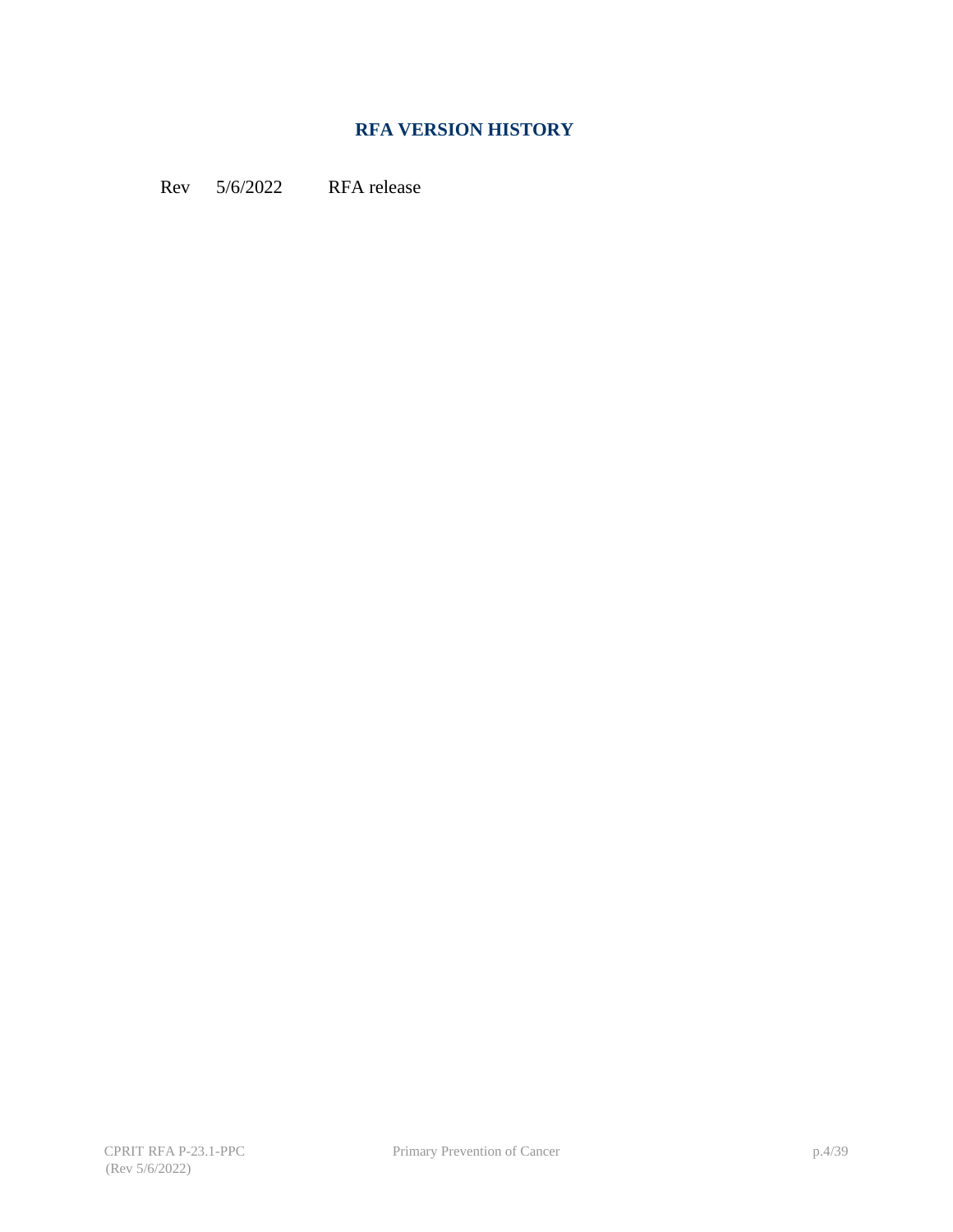## RFA VERSION HISTORY

Rev 5/6/2022 RFA release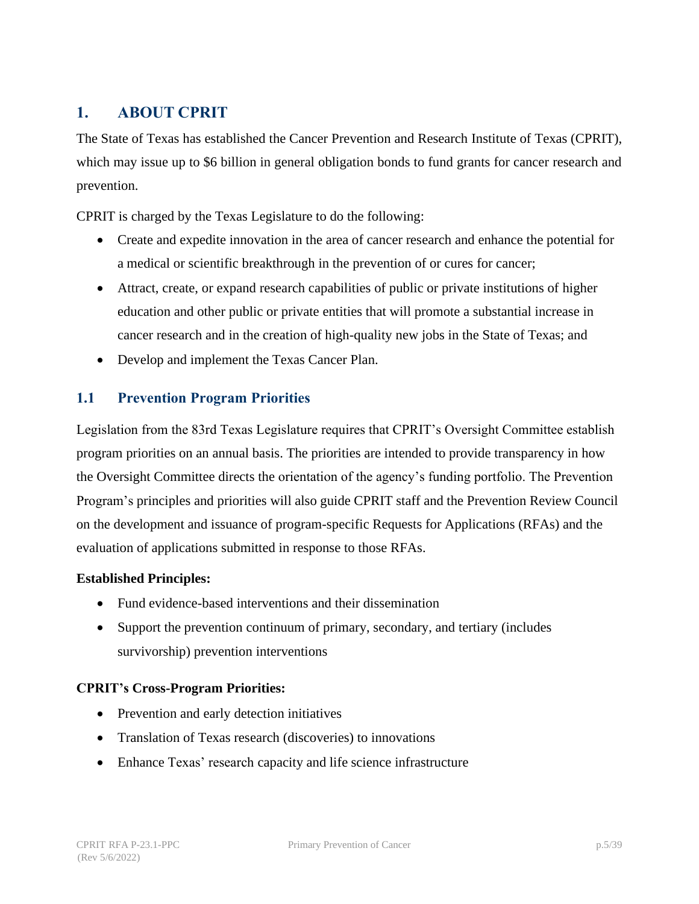# 1. ABOUT CPRIT

The State of Texas has established the Cancer Prevention and Research Institute of Texas (CPRIT), which may issue up to $6 billion in general obligation bonds to fund grants for cancer research and prevention.

CPRIT is charged by the Texas Legislature to do the following:

- Create and expedite innovation in the area of cancer research and enhance the potential for a medical or scientific breakthrough in the prevention of or cures for cancer;
- Attract, create, or expand research capabilities of public or private institutions of higher education and other public or private entities that will promote a substantial increase in cancer research and in the creation of high-quality new jobs in the State of Texas; and
- Develop and implement the Texas Cancer Plan.

## 1.1 Prevention Program Priorities

Legislation from the 83rd Texas Legislature requires that CPRIT's Oversight Committee establish program priorities on an annual basis. The priorities are intended to provide transparency in how the Oversight Committee directs the orientation of the agency's funding portfolio. The Prevention Program's principles and priorities will also guide CPRIT staff and the Prevention Review Council on the development and issuance of program-specific Requests for Applications (RFAs) and the evaluation of applications submitted in response to those RFAs.

**Established Principles:**

- Fund evidence-based interventions and their dissemination
- Support the prevention continuum of primary, secondary, and tertiary (includes survivorship) prevention interventions

**CPRIT's Cross-Program Priorities:**

- Prevention and early detection initiatives
- Translation of Texas research (discoveries) to innovations
- Enhance Texas' research capacity and life science infrastructure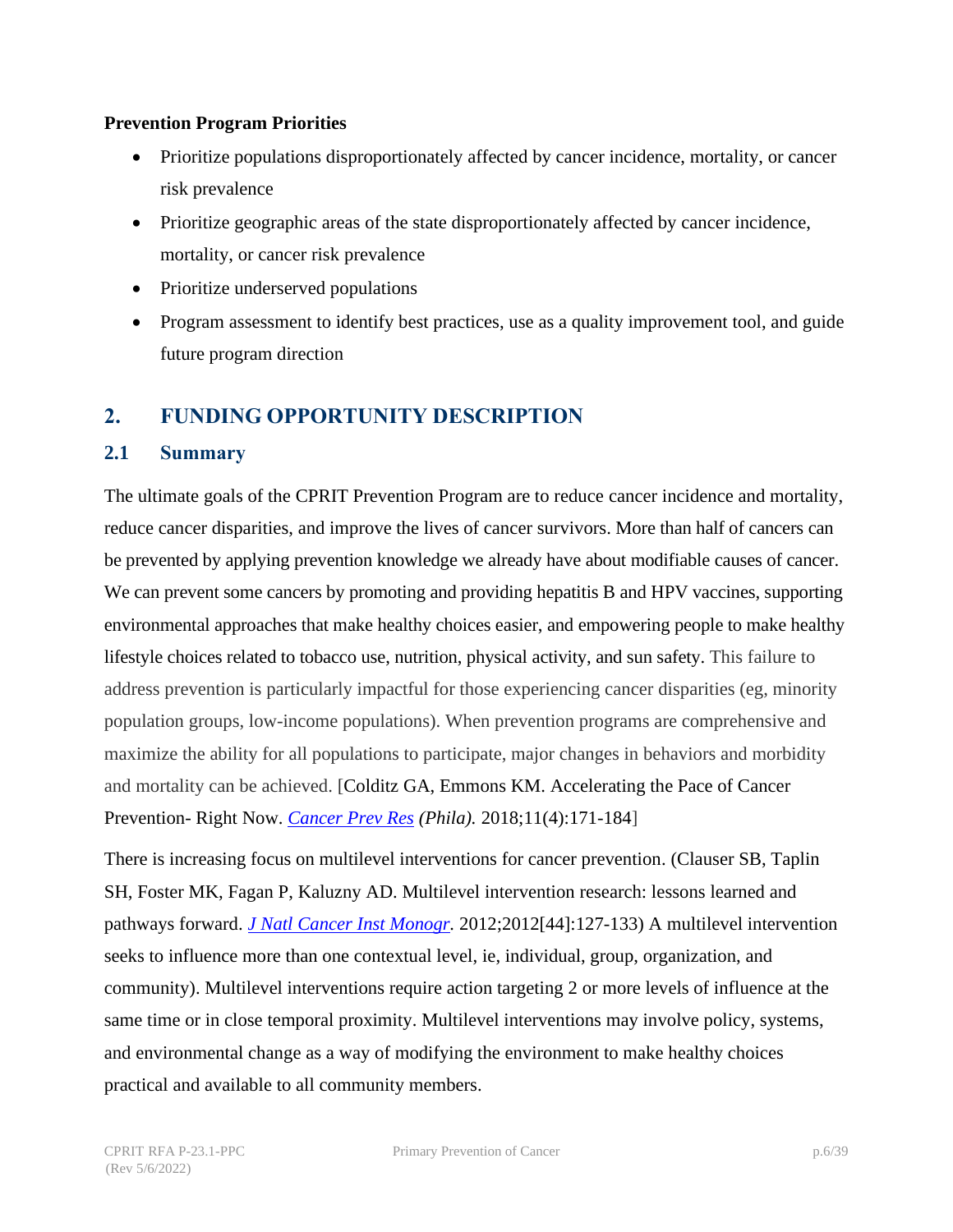**Prevention Program Priorities**

- Prioritize populations disproportionately affected by cancer incidence, mortality, or cancer risk prevalence
- Prioritize geographic areas of the state disproportionately affected by cancer incidence, mortality, or cancer risk prevalence
- Prioritize underserved populations
- Program assessment to identify best practices, use as a quality improvement tool, and guide future program direction

## 2. FUNDING OPPORTUNITY DESCRIPTION

### 2.1 Summary

The ultimate goals of the CPRIT Prevention Program are to reduce cancer incidence and mortality, reduce cancer disparities, and improve the lives of cancer survivors. More than half of cancers can be prevented by applying prevention knowledge we already have about modifiable causes of cancer. We can prevent some cancers by promoting and providing hepatitis B and HPV vaccines, supporting environmental approaches that make healthy choices easier, and empowering people to make healthy lifestyle choices related to tobacco use, nutrition, physical activity, and sun safety. This failure to address prevention is particularly impactful for those experiencing cancer disparities (eg, minority population groups, low-income populations). When prevention programs are comprehensive and maximize the ability for all populations to participate, major changes in behaviors and morbidity and mortality can be achieved. [Colditz GA, Emmons KM. Accelerating the Pace of Cancer Prevention- Right Now. *Cancer Prev Res (Phila).* 2018;11(4):171-184]

There is increasing focus on multilevel interventions for cancer prevention. (Clauser SB, Taplin SH, Foster MK, Fagan P, Kaluzny AD. Multilevel intervention research: lessons learned and pathways forward. *J Natl Cancer Inst Monogr.* 2012;2012[44]:127-133) A multilevel intervention seeks to influence more than one contextual level, ie, individual, group, organization, and community). Multilevel interventions require action targeting 2 or more levels of influence at the same time or in close temporal proximity. Multilevel interventions may involve policy, systems, and environmental change as a way of modifying the environment to make healthy choices practical and available to all community members.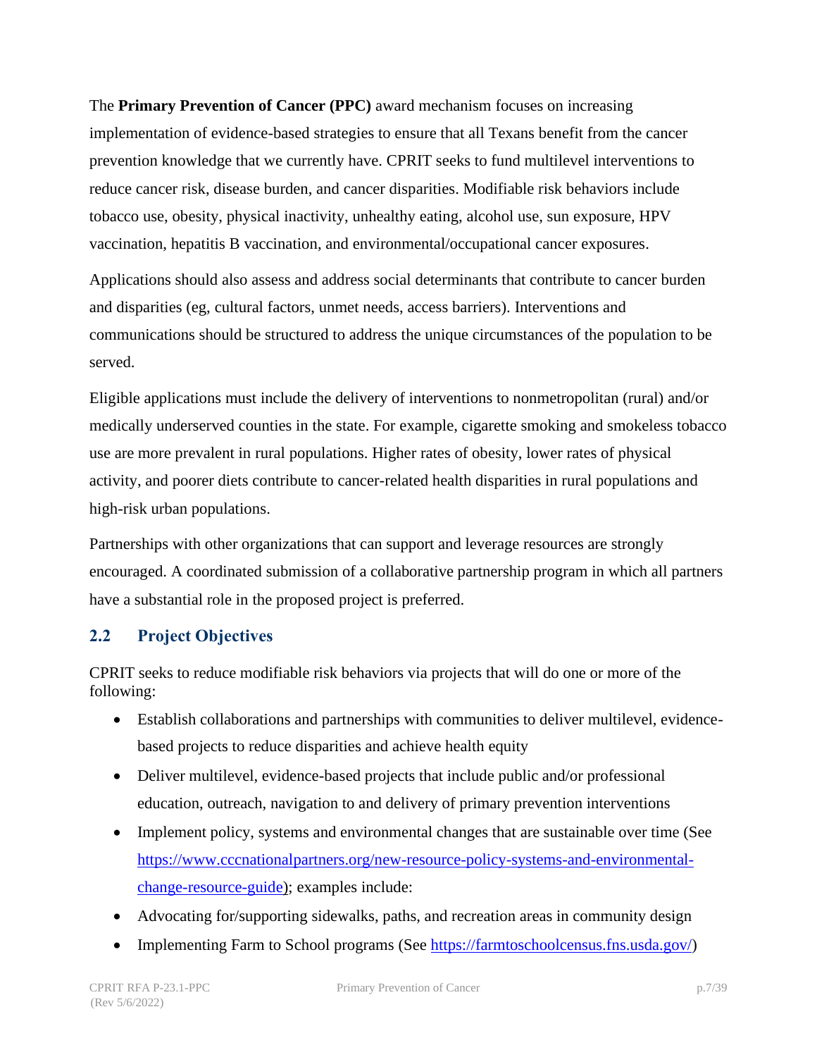The **Primary Prevention of Cancer (PPC)** award mechanism focuses on increasing implementation of evidence-based strategies to ensure that all Texans benefit from the cancer prevention knowledge that we currently have. CPRIT seeks to fund multilevel interventions to reduce cancer risk, disease burden, and cancer disparities. Modifiable risk behaviors include tobacco use, obesity, physical inactivity, unhealthy eating, alcohol use, sun exposure, HPV vaccination, hepatitis B vaccination, and environmental/occupational cancer exposures.

Applications should also assess and address social determinants that contribute to cancer burden and disparities (eg, cultural factors, unmet needs, access barriers). Interventions and communications should be structured to address the unique circumstances of the population to be served.

Eligible applications must include the delivery of interventions to nonmetropolitan (rural) and/or medically underserved counties in the state. For example, cigarette smoking and smokeless tobacco use are more prevalent in rural populations. Higher rates of obesity, lower rates of physical activity, and poorer diets contribute to cancer-related health disparities in rural populations and high-risk urban populations.

Partnerships with other organizations that can support and leverage resources are strongly encouraged. A coordinated submission of a collaborative partnership program in which all partners have a substantial role in the proposed project is preferred.

## 2.2 Project Objectives

CPRIT seeks to reduce modifiable risk behaviors via projects that will do one or more of the following:

- Establish collaborations and partnerships with communities to deliver multilevel, evidence-based projects to reduce disparities and achieve health equity
- Deliver multilevel, evidence-based projects that include public and/or professional education, outreach, navigation to and delivery of primary prevention interventions
- Implement policy, systems and environmental changes that are sustainable over time (See https://www.cccnationalpartners.org/new-resource-policy-systems-and-environmental-change-resource-guide); examples include:
- Advocating for/supporting sidewalks, paths, and recreation areas in community design
- Implementing Farm to School programs (See https://farmtoschoolcensus.fns.usda.gov/)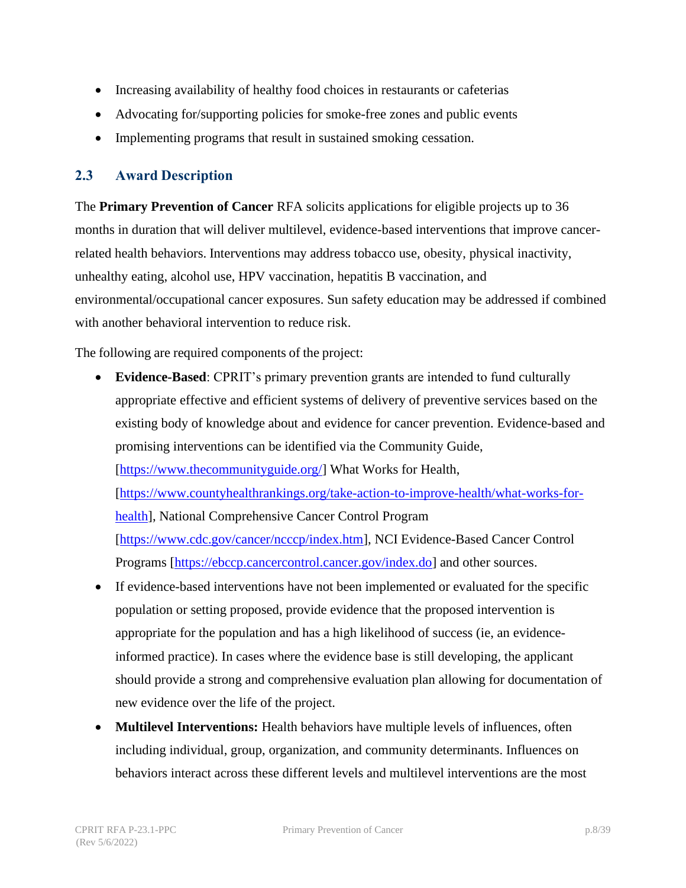- Increasing availability of healthy food choices in restaurants or cafeterias
- Advocating for/supporting policies for smoke-free zones and public events
- Implementing programs that result in sustained smoking cessation.

## 2.3 Award Description

The **Primary Prevention of Cancer** RFA solicits applications for eligible projects up to 36 months in duration that will deliver multilevel, evidence-based interventions that improve cancer-related health behaviors. Interventions may address tobacco use, obesity, physical inactivity, unhealthy eating, alcohol use, HPV vaccination, hepatitis B vaccination, and environmental/occupational cancer exposures. Sun safety education may be addressed if combined with another behavioral intervention to reduce risk.

The following are required components of the project:

- **Evidence-Based**: CPRIT's primary prevention grants are intended to fund culturally appropriate effective and efficient systems of delivery of preventive services based on the existing body of knowledge about and evidence for cancer prevention. Evidence-based and promising interventions can be identified via the Community Guide, [https://www.thecommunityguide.org/] What Works for Health, [https://www.countyhealthrankings.org/take-action-to-improve-health/what-works-for-health], National Comprehensive Cancer Control Program [https://www.cdc.gov/cancer/ncccp/index.htm], NCI Evidence-Based Cancer Control Programs [https://ebccp.cancercontrol.cancer.gov/index.do] and other sources.
- If evidence-based interventions have not been implemented or evaluated for the specific population or setting proposed, provide evidence that the proposed intervention is appropriate for the population and has a high likelihood of success (ie, an evidence-informed practice). In cases where the evidence base is still developing, the applicant should provide a strong and comprehensive evaluation plan allowing for documentation of new evidence over the life of the project.
- **Multilevel Interventions:** Health behaviors have multiple levels of influences, often including individual, group, organization, and community determinants. Influences on behaviors interact across these different levels and multilevel interventions are the most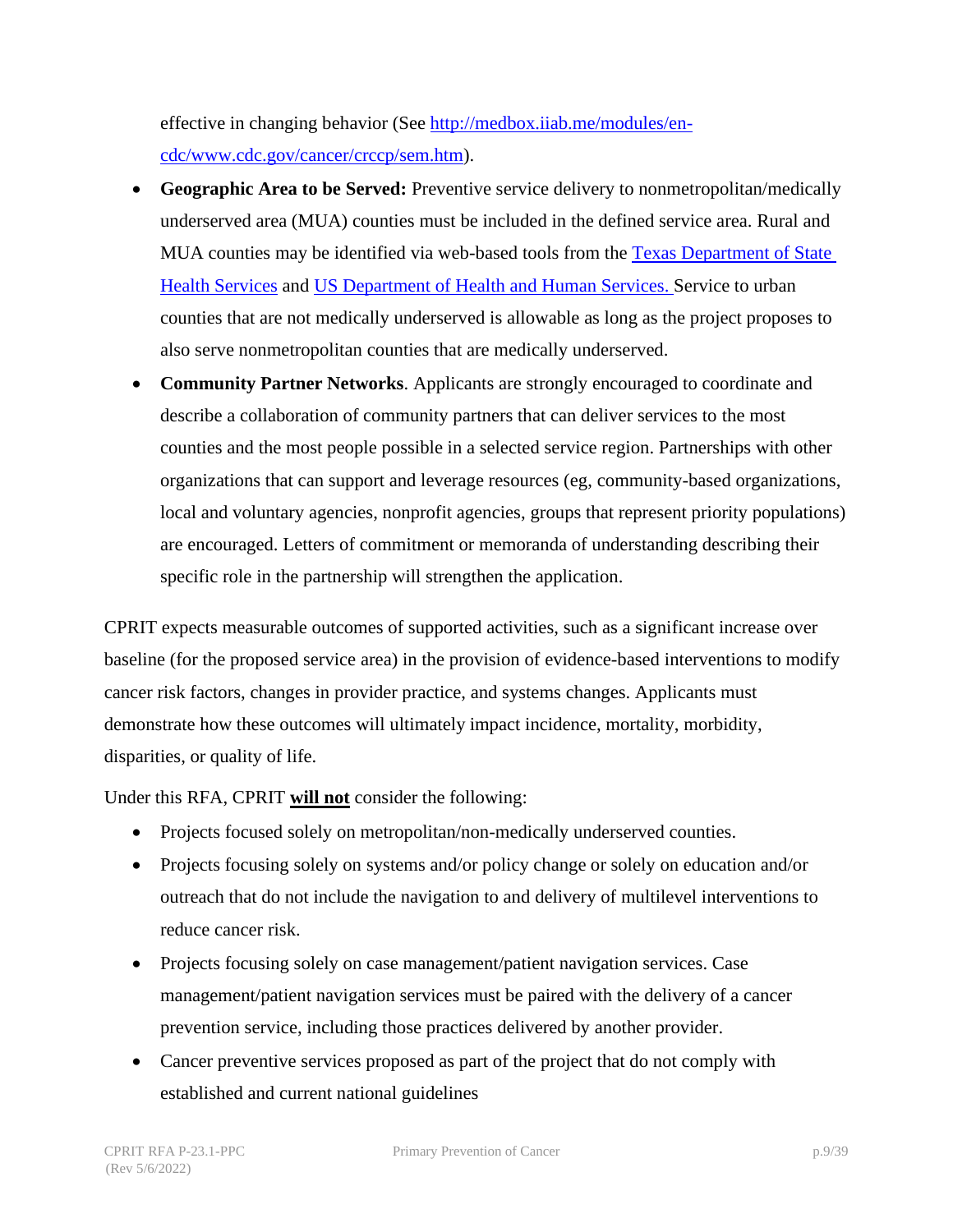effective in changing behavior (See [http://medbox.iiab.me/modules/en-cdc/www.cdc.gov/cancer/crccp/sem.htm](http://medbox.iiab.me/modules/en-cdc/www.cdc.gov/cancer/crccp/sem.htm)).

- **Geographic Area to be Served:** Preventive service delivery to nonmetropolitan/medically underserved area (MUA) counties must be included in the defined service area. Rural and MUA counties may be identified via web-based tools from the Texas Department of State Health Services and US Department of Health and Human Services. Service to urban counties that are not medically underserved is allowable as long as the project proposes to also serve nonmetropolitan counties that are medically underserved.
- **Community Partner Networks**. Applicants are strongly encouraged to coordinate and describe a collaboration of community partners that can deliver services to the most counties and the most people possible in a selected service region. Partnerships with other organizations that can support and leverage resources (eg, community-based organizations, local and voluntary agencies, nonprofit agencies, groups that represent priority populations) are encouraged. Letters of commitment or memoranda of understanding describing their specific role in the partnership will strengthen the application.

CPRIT expects measurable outcomes of supported activities, such as a significant increase over baseline (for the proposed service area) in the provision of evidence-based interventions to modify cancer risk factors, changes in provider practice, and systems changes. Applicants must demonstrate how these outcomes will ultimately impact incidence, mortality, morbidity, disparities, or quality of life.

Under this RFA, CPRIT **will not** consider the following:

- Projects focused solely on metropolitan/non-medically underserved counties.
- Projects focusing solely on systems and/or policy change or solely on education and/or outreach that do not include the navigation to and delivery of multilevel interventions to reduce cancer risk.
- Projects focusing solely on case management/patient navigation services. Case management/patient navigation services must be paired with the delivery of a cancer prevention service, including those practices delivered by another provider.
- Cancer preventive services proposed as part of the project that do not comply with established and current national guidelines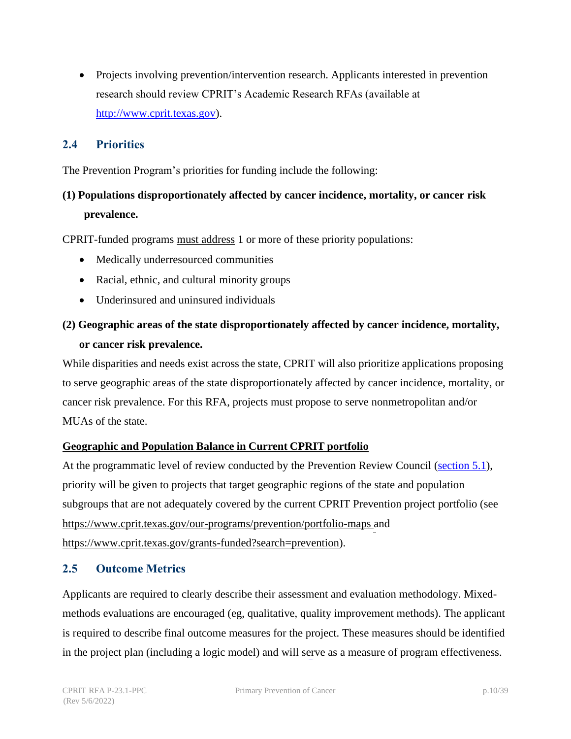- Projects involving prevention/intervention research. Applicants interested in prevention research should review CPRIT's Academic Research RFAs (available at [http://www.cprit.texas.gov](http://www.cprit.texas.gov)).

## 2.4 Priorities

The Prevention Program's priorities for funding include the following:

**(1) Populations disproportionately affected by cancer incidence, mortality, or cancer risk prevalence.**

CPRIT-funded programs must address 1 or more of these priority populations:

- Medically underresourced communities
- Racial, ethnic, and cultural minority groups
- Underinsured and uninsured individuals

**(2) Geographic areas of the state disproportionately affected by cancer incidence, mortality, or cancer risk prevalence.**

While disparities and needs exist across the state, CPRIT will also prioritize applications proposing to serve geographic areas of the state disproportionately affected by cancer incidence, mortality, or cancer risk prevalence. For this RFA, projects must propose to serve nonmetropolitan and/or MUAs of the state.

**Geographic and Population Balance in Current CPRIT portfolio**

At the programmatic level of review conducted by the Prevention Review Council (section 5.1), priority will be given to projects that target geographic regions of the state and population subgroups that are not adequately covered by the current CPRIT Prevention project portfolio (see https://www.cprit.texas.gov/our-programs/prevention/portfolio-maps and https://www.cprit.texas.gov/grants-funded?search=prevention).

## 2.5 Outcome Metrics

Applicants are required to clearly describe their assessment and evaluation methodology. Mixed-methods evaluations are encouraged (eg, qualitative, quality improvement methods). The applicant is required to describe final outcome measures for the project. These measures should be identified in the project plan (including a logic model) and will serve as a measure of program effectiveness.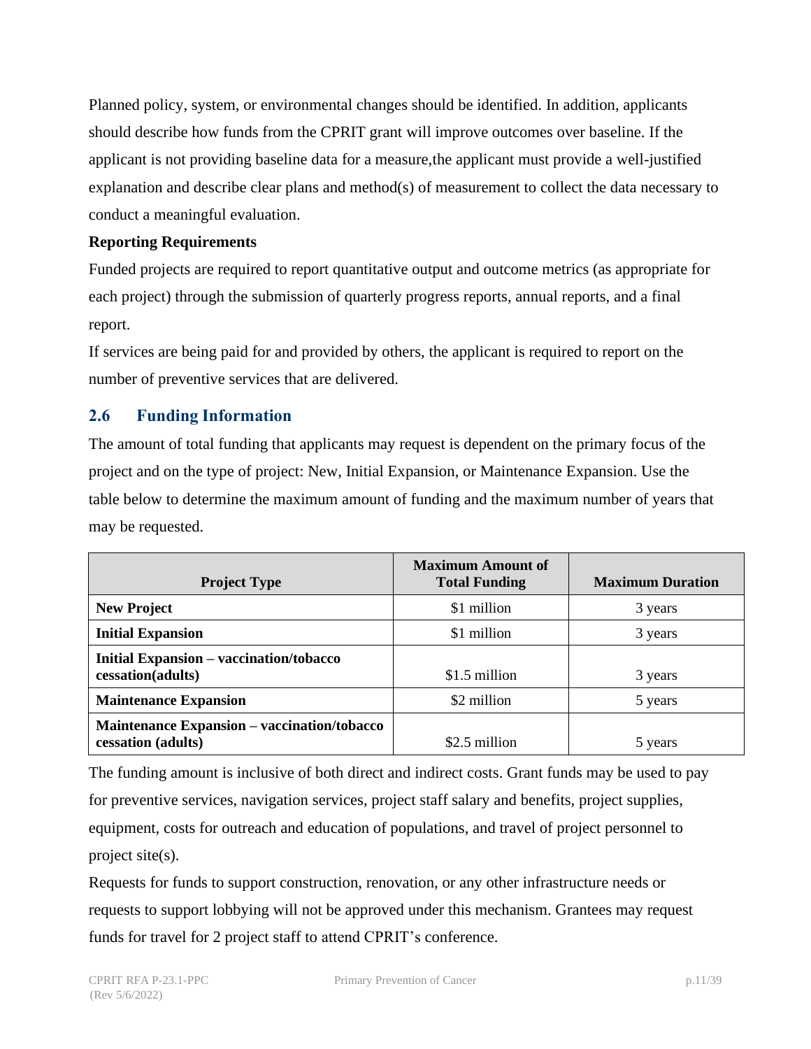Planned policy, system, or environmental changes should be identified. In addition, applicants should describe how funds from the CPRIT grant will improve outcomes over baseline. If the applicant is not providing baseline data for a measure,the applicant must provide a well-justified explanation and describe clear plans and method(s) of measurement to collect the data necessary to conduct a meaningful evaluation.

**Reporting Requirements**

Funded projects are required to report quantitative output and outcome metrics (as appropriate for each project) through the submission of quarterly progress reports, annual reports, and a final report.

If services are being paid for and provided by others, the applicant is required to report on the number of preventive services that are delivered.

## 2.6 Funding Information

The amount of total funding that applicants may request is dependent on the primary focus of the project and on the type of project: New, Initial Expansion, or Maintenance Expansion. Use the table below to determine the maximum amount of funding and the maximum number of years that may be requested.

| Project Type | Maximum Amount of Total Funding | Maximum Duration |
|---|---|---|
| **New Project** | $1 million | 3 years |
| **Initial Expansion** | $1 million | 3 years |
| **Initial Expansion – vaccination/tobacco cessation(adults)** | $1.5 million | 3 years |
| **Maintenance Expansion** | $2 million | 5 years |
| **Maintenance Expansion – vaccination/tobacco cessation (adults)** | $2.5 million | 5 years |

The funding amount is inclusive of both direct and indirect costs. Grant funds may be used to pay for preventive services, navigation services, project staff salary and benefits, project supplies, equipment, costs for outreach and education of populations, and travel of project personnel to project site(s).

Requests for funds to support construction, renovation, or any other infrastructure needs or requests to support lobbying will not be approved under this mechanism. Grantees may request funds for travel for 2 project staff to attend CPRIT's conference.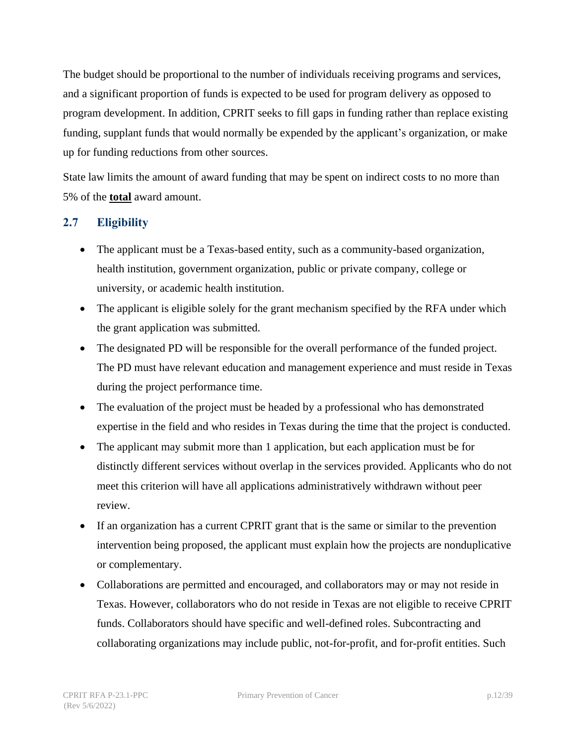The budget should be proportional to the number of individuals receiving programs and services, and a significant proportion of funds is expected to be used for program delivery as opposed to program development. In addition, CPRIT seeks to fill gaps in funding rather than replace existing funding, supplant funds that would normally be expended by the applicant's organization, or make up for funding reductions from other sources.

State law limits the amount of award funding that may be spent on indirect costs to no more than 5% of the **total** award amount.

## 2.7 Eligibility

- The applicant must be a Texas-based entity, such as a community-based organization, health institution, government organization, public or private company, college or university, or academic health institution.
- The applicant is eligible solely for the grant mechanism specified by the RFA under which the grant application was submitted.
- The designated PD will be responsible for the overall performance of the funded project. The PD must have relevant education and management experience and must reside in Texas during the project performance time.
- The evaluation of the project must be headed by a professional who has demonstrated expertise in the field and who resides in Texas during the time that the project is conducted.
- The applicant may submit more than 1 application, but each application must be for distinctly different services without overlap in the services provided. Applicants who do not meet this criterion will have all applications administratively withdrawn without peer review.
- If an organization has a current CPRIT grant that is the same or similar to the prevention intervention being proposed, the applicant must explain how the projects are nonduplicative or complementary.
- Collaborations are permitted and encouraged, and collaborators may or may not reside in Texas. However, collaborators who do not reside in Texas are not eligible to receive CPRIT funds. Collaborators should have specific and well-defined roles. Subcontracting and collaborating organizations may include public, not-for-profit, and for-profit entities. Such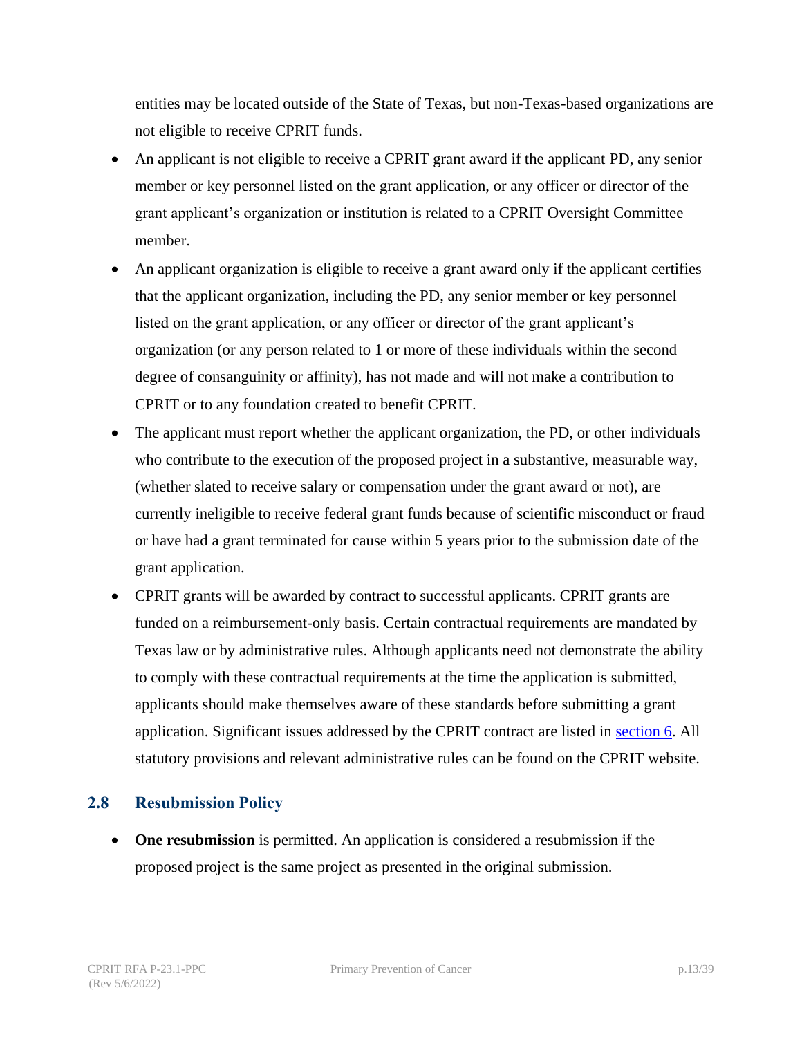entities may be located outside of the State of Texas, but non-Texas-based organizations are not eligible to receive CPRIT funds.

- An applicant is not eligible to receive a CPRIT grant award if the applicant PD, any senior member or key personnel listed on the grant application, or any officer or director of the grant applicant's organization or institution is related to a CPRIT Oversight Committee member.
- An applicant organization is eligible to receive a grant award only if the applicant certifies that the applicant organization, including the PD, any senior member or key personnel listed on the grant application, or any officer or director of the grant applicant's organization (or any person related to 1 or more of these individuals within the second degree of consanguinity or affinity), has not made and will not make a contribution to CPRIT or to any foundation created to benefit CPRIT.
- The applicant must report whether the applicant organization, the PD, or other individuals who contribute to the execution of the proposed project in a substantive, measurable way, (whether slated to receive salary or compensation under the grant award or not), are currently ineligible to receive federal grant funds because of scientific misconduct or fraud or have had a grant terminated for cause within 5 years prior to the submission date of the grant application.
- CPRIT grants will be awarded by contract to successful applicants. CPRIT grants are funded on a reimbursement-only basis. Certain contractual requirements are mandated by Texas law or by administrative rules. Although applicants need not demonstrate the ability to comply with these contractual requirements at the time the application is submitted, applicants should make themselves aware of these standards before submitting a grant application. Significant issues addressed by the CPRIT contract are listed in section 6. All statutory provisions and relevant administrative rules can be found on the CPRIT website.

## 2.8 Resubmission Policy

- **One resubmission** is permitted. An application is considered a resubmission if the proposed project is the same project as presented in the original submission.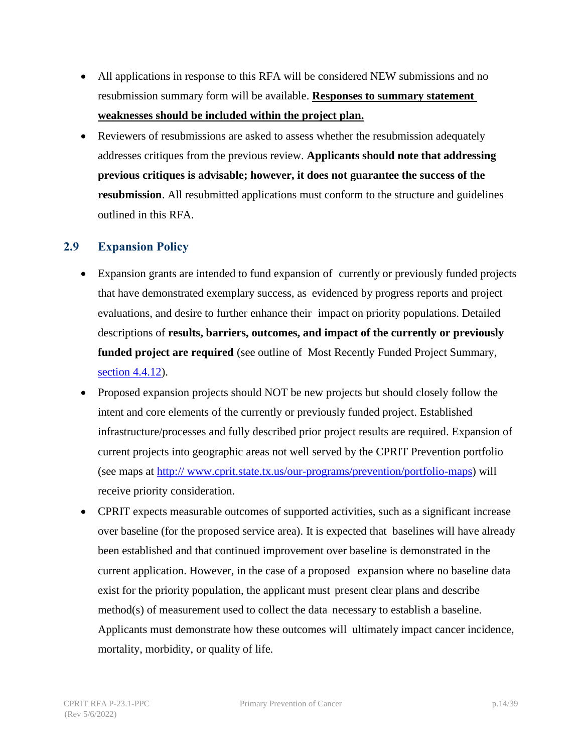- All applications in response to this RFA will be considered NEW submissions and no resubmission summary form will be available. **Responses to summary statement weaknesses should be included within the project plan.**
- Reviewers of resubmissions are asked to assess whether the resubmission adequately addresses critiques from the previous review. **Applicants should note that addressing previous critiques is advisable; however, it does not guarantee the success of the resubmission**. All resubmitted applications must conform to the structure and guidelines outlined in this RFA.

## 2.9 Expansion Policy

- Expansion grants are intended to fund expansion of currently or previously funded projects that have demonstrated exemplary success, as evidenced by progress reports and project evaluations, and desire to further enhance their impact on priority populations. Detailed descriptions of **results, barriers, outcomes, and impact of the currently or previously funded project are required** (see outline of Most Recently Funded Project Summary, section 4.4.12).
- Proposed expansion projects should NOT be new projects but should closely follow the intent and core elements of the currently or previously funded project. Established infrastructure/processes and fully described prior project results are required. Expansion of current projects into geographic areas not well served by the CPRIT Prevention portfolio (see maps at http:// www.cprit.state.tx.us/our-programs/prevention/portfolio-maps) will receive priority consideration.
- CPRIT expects measurable outcomes of supported activities, such as a significant increase over baseline (for the proposed service area). It is expected that baselines will have already been established and that continued improvement over baseline is demonstrated in the current application. However, in the case of a proposed expansion where no baseline data exist for the priority population, the applicant must present clear plans and describe method(s) of measurement used to collect the data necessary to establish a baseline. Applicants must demonstrate how these outcomes will ultimately impact cancer incidence, mortality, morbidity, or quality of life.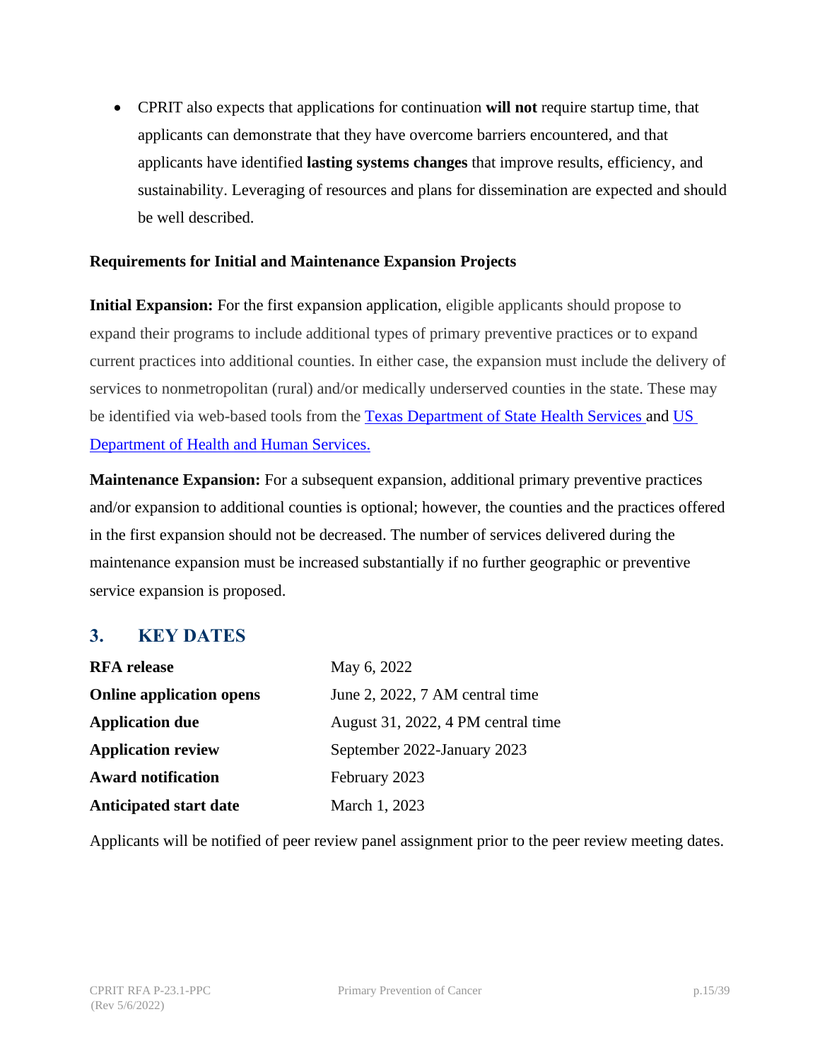- CPRIT also expects that applications for continuation **will not** require startup time, that applicants can demonstrate that they have overcome barriers encountered, and that applicants have identified **lasting systems changes** that improve results, efficiency, and sustainability. Leveraging of resources and plans for dissemination are expected and should be well described.

**Requirements for Initial and Maintenance Expansion Projects**

**Initial Expansion:** For the first expansion application, eligible applicants should propose to expand their programs to include additional types of primary preventive practices or to expand current practices into additional counties. In either case, the expansion must include the delivery of services to nonmetropolitan (rural) and/or medically underserved counties in the state. These may be identified via web-based tools from the [Texas Department of State Health Services](#) and [US Department of Health and Human Services.](#)

**Maintenance Expansion:** For a subsequent expansion, additional primary preventive practices and/or expansion to additional counties is optional; however, the counties and the practices offered in the first expansion should not be decreased. The number of services delivered during the maintenance expansion must be increased substantially if no further geographic or preventive service expansion is proposed.

## 3. KEY DATES

| | |
|---|---|
| **RFA release** | May 6, 2022 |
| **Online application opens** | June 2, 2022, 7 AM central time |
| **Application due** | August 31, 2022, 4 PM central time |
| **Application review** | September 2022-January 2023 |
| **Award notification** | February 2023 |
| **Anticipated start date** | March 1, 2023 |

Applicants will be notified of peer review panel assignment prior to the peer review meeting dates.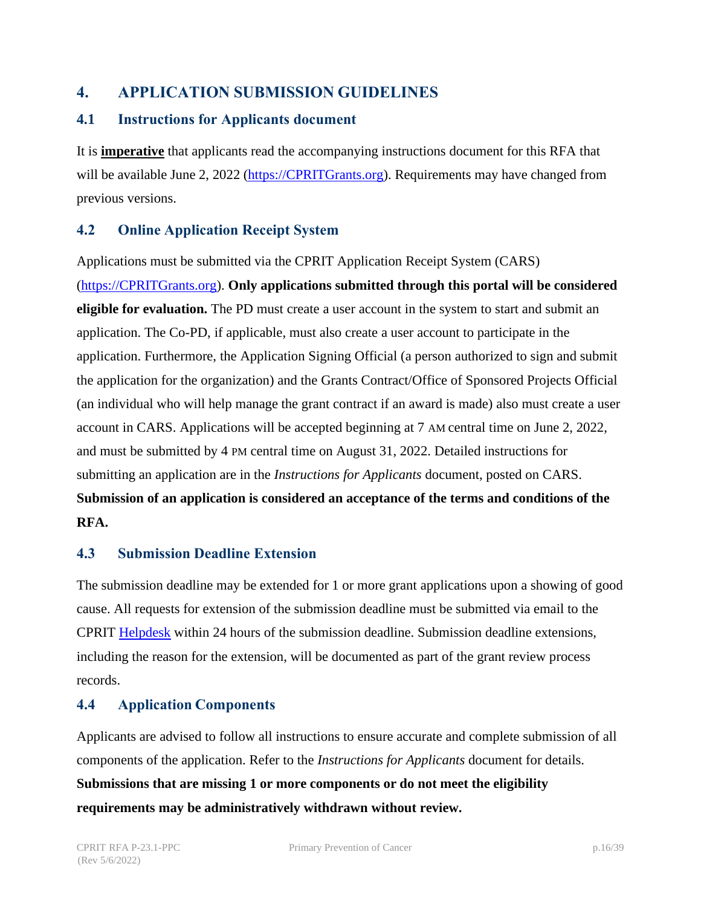## 4. APPLICATION SUBMISSION GUIDELINES

### 4.1 Instructions for Applicants document

It is **imperative** that applicants read the accompanying instructions document for this RFA that will be available June 2, 2022 ([https://CPRITGrants.org](https://CPRITGrants.org)). Requirements may have changed from previous versions.

### 4.2 Online Application Receipt System

Applications must be submitted via the CPRIT Application Receipt System (CARS) ([https://CPRITGrants.org](https://CPRITGrants.org)). **Only applications submitted through this portal will be considered eligible for evaluation.** The PD must create a user account in the system to start and submit an application. The Co-PD, if applicable, must also create a user account to participate in the application. Furthermore, the Application Signing Official (a person authorized to sign and submit the application for the organization) and the Grants Contract/Office of Sponsored Projects Official (an individual who will help manage the grant contract if an award is made) also must create a user account in CARS. Applications will be accepted beginning at 7 AM central time on June 2, 2022, and must be submitted by 4 PM central time on August 31, 2022. Detailed instructions for submitting an application are in the *Instructions for Applicants* document, posted on CARS. **Submission of an application is considered an acceptance of the terms and conditions of the RFA.**

### 4.3 Submission Deadline Extension

The submission deadline may be extended for 1 or more grant applications upon a showing of good cause. All requests for extension of the submission deadline must be submitted via email to the CPRIT Helpdesk within 24 hours of the submission deadline. Submission deadline extensions, including the reason for the extension, will be documented as part of the grant review process records.

### 4.4 Application Components

Applicants are advised to follow all instructions to ensure accurate and complete submission of all components of the application. Refer to the *Instructions for Applicants* document for details. **Submissions that are missing 1 or more components or do not meet the eligibility requirements may be administratively withdrawn without review.**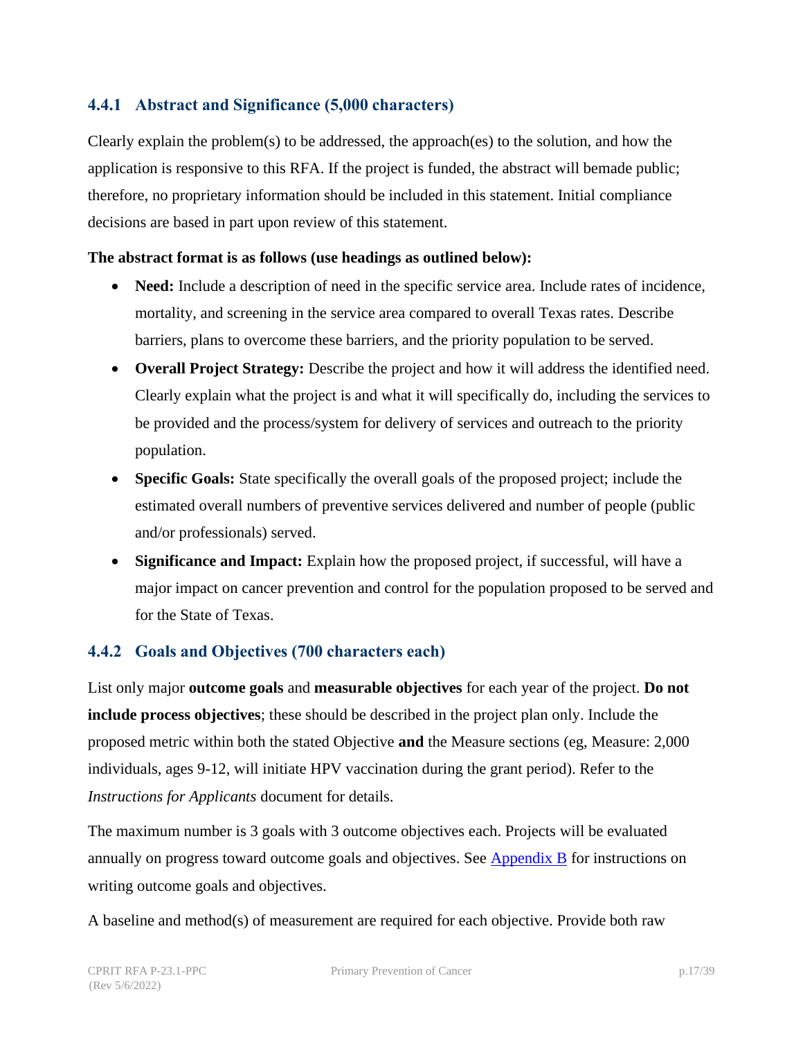### 4.4.1 Abstract and Significance (5,000 characters)

Clearly explain the problem(s) to be addressed, the approach(es) to the solution, and how the application is responsive to this RFA. If the project is funded, the abstract will bemade public; therefore, no proprietary information should be included in this statement. Initial compliance decisions are based in part upon review of this statement.

**The abstract format is as follows (use headings as outlined below):**

- **Need:** Include a description of need in the specific service area. Include rates of incidence, mortality, and screening in the service area compared to overall Texas rates. Describe barriers, plans to overcome these barriers, and the priority population to be served.
- **Overall Project Strategy:** Describe the project and how it will address the identified need. Clearly explain what the project is and what it will specifically do, including the services to be provided and the process/system for delivery of services and outreach to the priority population.
- **Specific Goals:** State specifically the overall goals of the proposed project; include the estimated overall numbers of preventive services delivered and number of people (public and/or professionals) served.
- **Significance and Impact:** Explain how the proposed project, if successful, will have a major impact on cancer prevention and control for the population proposed to be served and for the State of Texas.

### 4.4.2 Goals and Objectives (700 characters each)

List only major **outcome goals** and **measurable objectives** for each year of the project. **Do not include process objectives**; these should be described in the project plan only. Include the proposed metric within both the stated Objective **and** the Measure sections (eg, Measure: 2,000 individuals, ages 9-12, will initiate HPV vaccination during the grant period). Refer to the *Instructions for Applicants* document for details.

The maximum number is 3 goals with 3 outcome objectives each. Projects will be evaluated annually on progress toward outcome goals and objectives. See [Appendix B](#) for instructions on writing outcome goals and objectives.

A baseline and method(s) of measurement are required for each objective. Provide both raw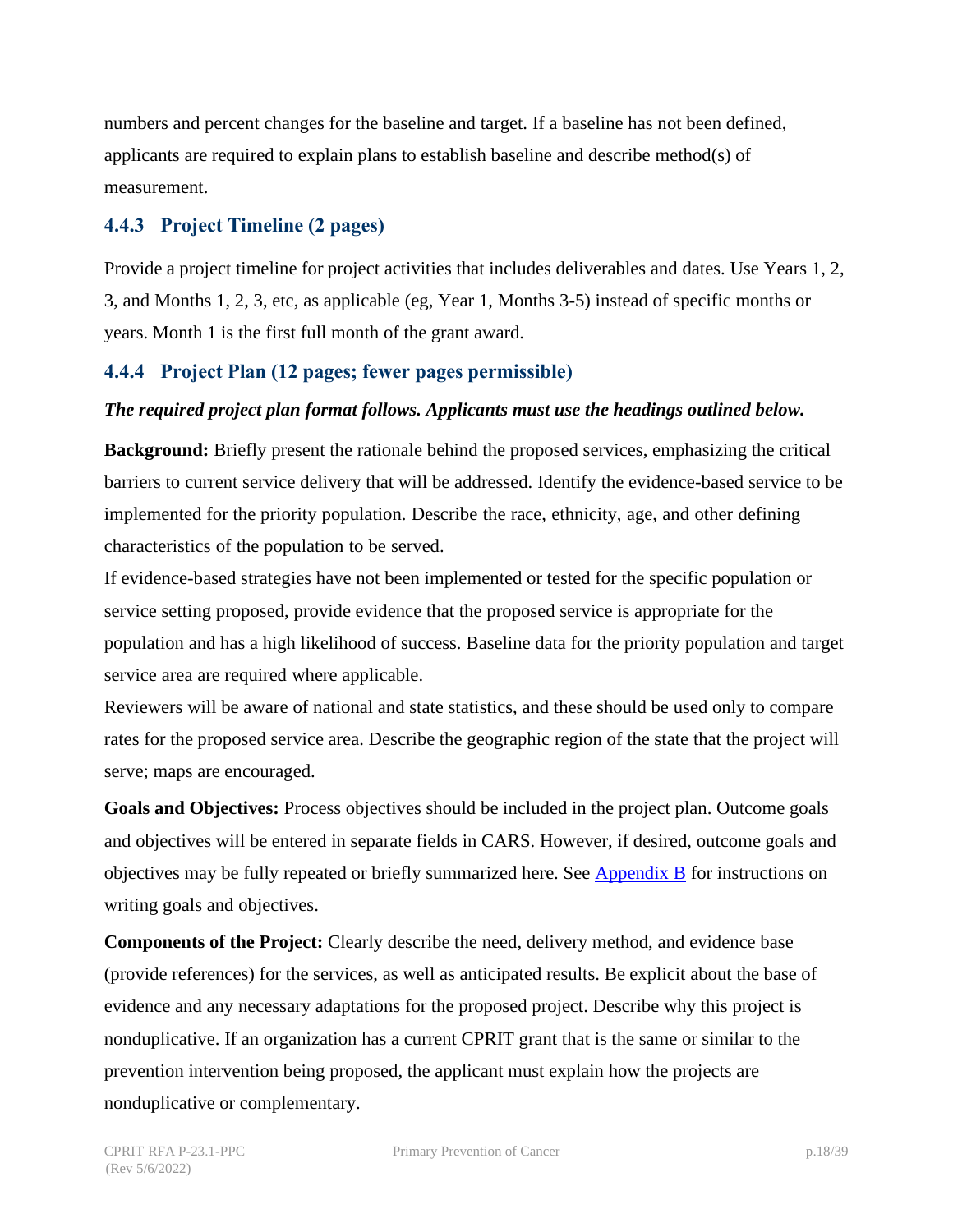numbers and percent changes for the baseline and target. If a baseline has not been defined, applicants are required to explain plans to establish baseline and describe method(s) of measurement.

### 4.4.3 Project Timeline (2 pages)

Provide a project timeline for project activities that includes deliverables and dates. Use Years 1, 2, 3, and Months 1, 2, 3, etc, as applicable (eg, Year 1, Months 3-5) instead of specific months or years. Month 1 is the first full month of the grant award.

### 4.4.4 Project Plan (12 pages; fewer pages permissible)

***The required project plan format follows. Applicants must use the headings outlined below.***

**Background:** Briefly present the rationale behind the proposed services, emphasizing the critical barriers to current service delivery that will be addressed. Identify the evidence-based service to be implemented for the priority population. Describe the race, ethnicity, age, and other defining characteristics of the population to be served.

If evidence-based strategies have not been implemented or tested for the specific population or service setting proposed, provide evidence that the proposed service is appropriate for the population and has a high likelihood of success. Baseline data for the priority population and target service area are required where applicable.

Reviewers will be aware of national and state statistics, and these should be used only to compare rates for the proposed service area. Describe the geographic region of the state that the project will serve; maps are encouraged.

**Goals and Objectives:** Process objectives should be included in the project plan. Outcome goals and objectives will be entered in separate fields in CARS. However, if desired, outcome goals and objectives may be fully repeated or briefly summarized here. See Appendix B for instructions on writing goals and objectives.

**Components of the Project:** Clearly describe the need, delivery method, and evidence base (provide references) for the services, as well as anticipated results. Be explicit about the base of evidence and any necessary adaptations for the proposed project. Describe why this project is nonduplicative. If an organization has a current CPRIT grant that is the same or similar to the prevention intervention being proposed, the applicant must explain how the projects are nonduplicative or complementary.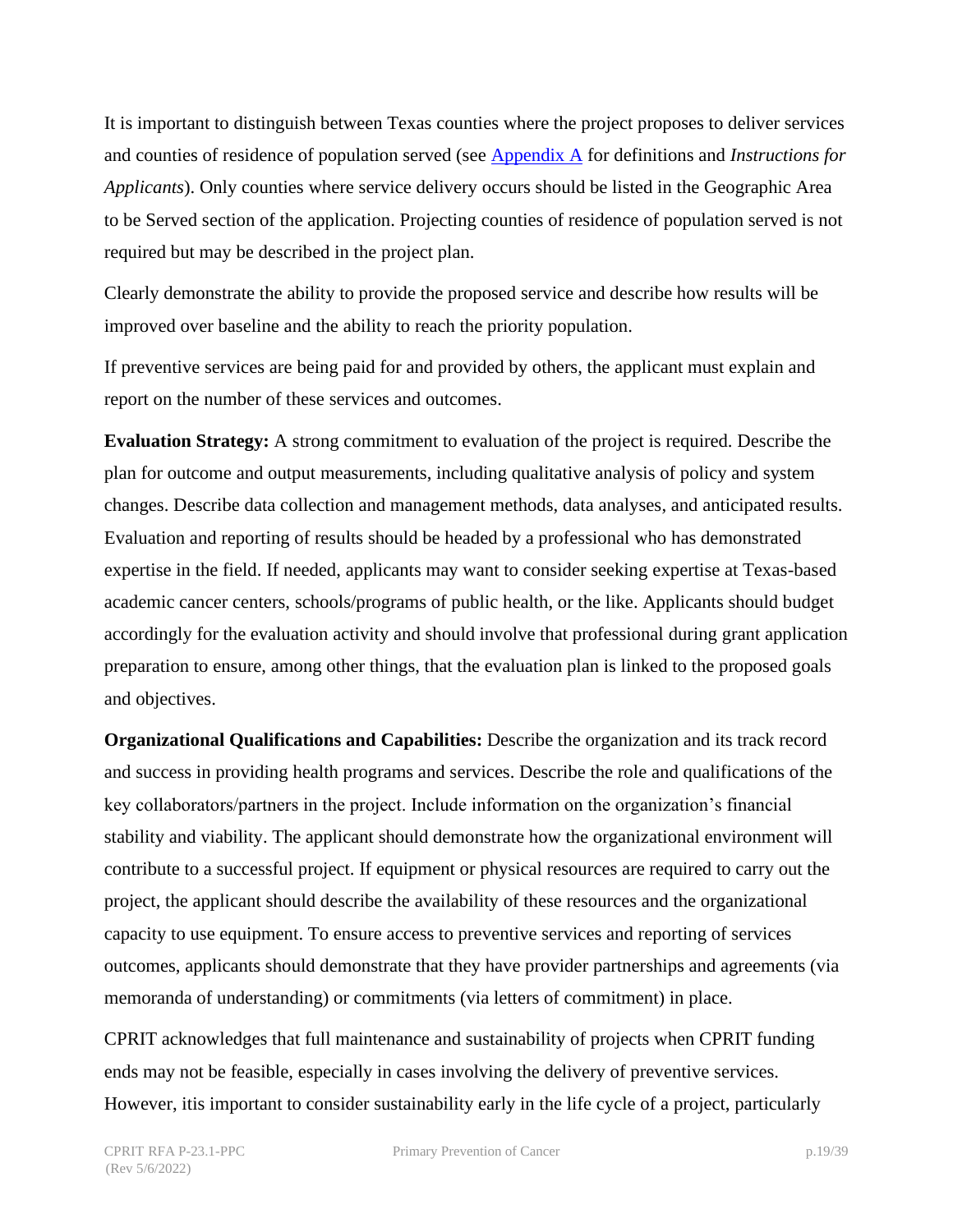It is important to distinguish between Texas counties where the project proposes to deliver services and counties of residence of population served (see [Appendix A](#) for definitions and *Instructions for Applicants*). Only counties where service delivery occurs should be listed in the Geographic Area to be Served section of the application. Projecting counties of residence of population served is not required but may be described in the project plan.

Clearly demonstrate the ability to provide the proposed service and describe how results will be improved over baseline and the ability to reach the priority population.

If preventive services are being paid for and provided by others, the applicant must explain and report on the number of these services and outcomes.

**Evaluation Strategy:** A strong commitment to evaluation of the project is required. Describe the plan for outcome and output measurements, including qualitative analysis of policy and system changes. Describe data collection and management methods, data analyses, and anticipated results. Evaluation and reporting of results should be headed by a professional who has demonstrated expertise in the field. If needed, applicants may want to consider seeking expertise at Texas-based academic cancer centers, schools/programs of public health, or the like. Applicants should budget accordingly for the evaluation activity and should involve that professional during grant application preparation to ensure, among other things, that the evaluation plan is linked to the proposed goals and objectives.

**Organizational Qualifications and Capabilities:** Describe the organization and its track record and success in providing health programs and services. Describe the role and qualifications of the key collaborators/partners in the project. Include information on the organization's financial stability and viability. The applicant should demonstrate how the organizational environment will contribute to a successful project. If equipment or physical resources are required to carry out the project, the applicant should describe the availability of these resources and the organizational capacity to use equipment. To ensure access to preventive services and reporting of services outcomes, applicants should demonstrate that they have provider partnerships and agreements (via memoranda of understanding) or commitments (via letters of commitment) in place.

CPRIT acknowledges that full maintenance and sustainability of projects when CPRIT funding ends may not be feasible, especially in cases involving the delivery of preventive services. However, itis important to consider sustainability early in the life cycle of a project, particularly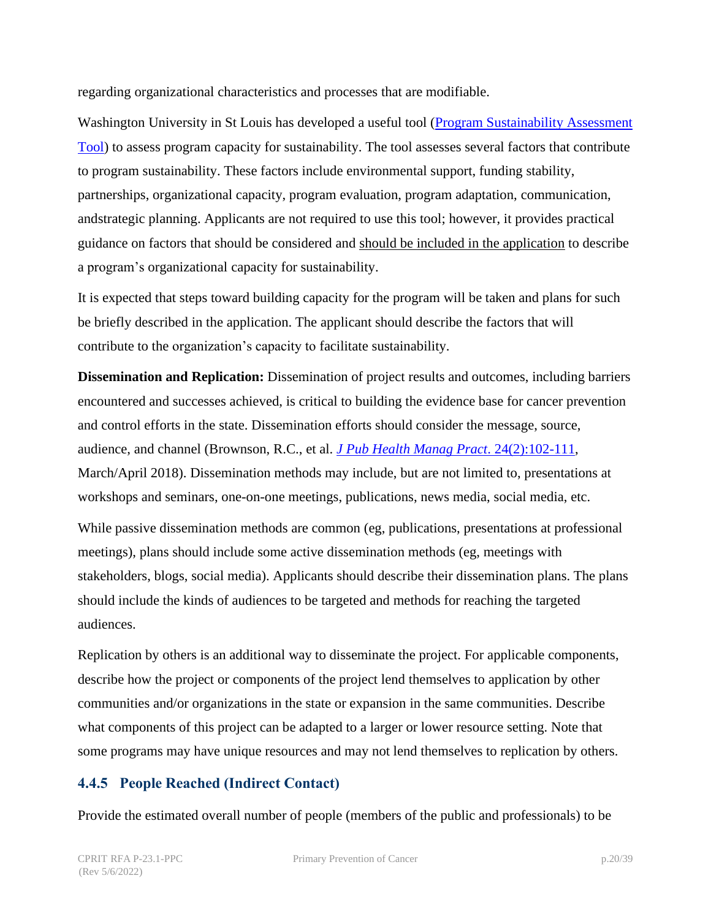regarding organizational characteristics and processes that are modifiable.

Washington University in St Louis has developed a useful tool (Program Sustainability Assessment Tool) to assess program capacity for sustainability. The tool assesses several factors that contribute to program sustainability. These factors include environmental support, funding stability, partnerships, organizational capacity, program evaluation, program adaptation, communication, andstrategic planning. Applicants are not required to use this tool; however, it provides practical guidance on factors that should be considered and should be included in the application to describe a program's organizational capacity for sustainability.

It is expected that steps toward building capacity for the program will be taken and plans for such be briefly described in the application. The applicant should describe the factors that will contribute to the organization's capacity to facilitate sustainability.

**Dissemination and Replication:** Dissemination of project results and outcomes, including barriers encountered and successes achieved, is critical to building the evidence base for cancer prevention and control efforts in the state. Dissemination efforts should consider the message, source, audience, and channel (Brownson, R.C., et al. *J Pub Health Manag Pract*. 24(2):102-111, March/April 2018). Dissemination methods may include, but are not limited to, presentations at workshops and seminars, one-on-one meetings, publications, news media, social media, etc.

While passive dissemination methods are common (eg, publications, presentations at professional meetings), plans should include some active dissemination methods (eg, meetings with stakeholders, blogs, social media). Applicants should describe their dissemination plans. The plans should include the kinds of audiences to be targeted and methods for reaching the targeted audiences.

Replication by others is an additional way to disseminate the project. For applicable components, describe how the project or components of the project lend themselves to application by other communities and/or organizations in the state or expansion in the same communities. Describe what components of this project can be adapted to a larger or lower resource setting. Note that some programs may have unique resources and may not lend themselves to replication by others.

### 4.4.5 People Reached (Indirect Contact)

Provide the estimated overall number of people (members of the public and professionals) to be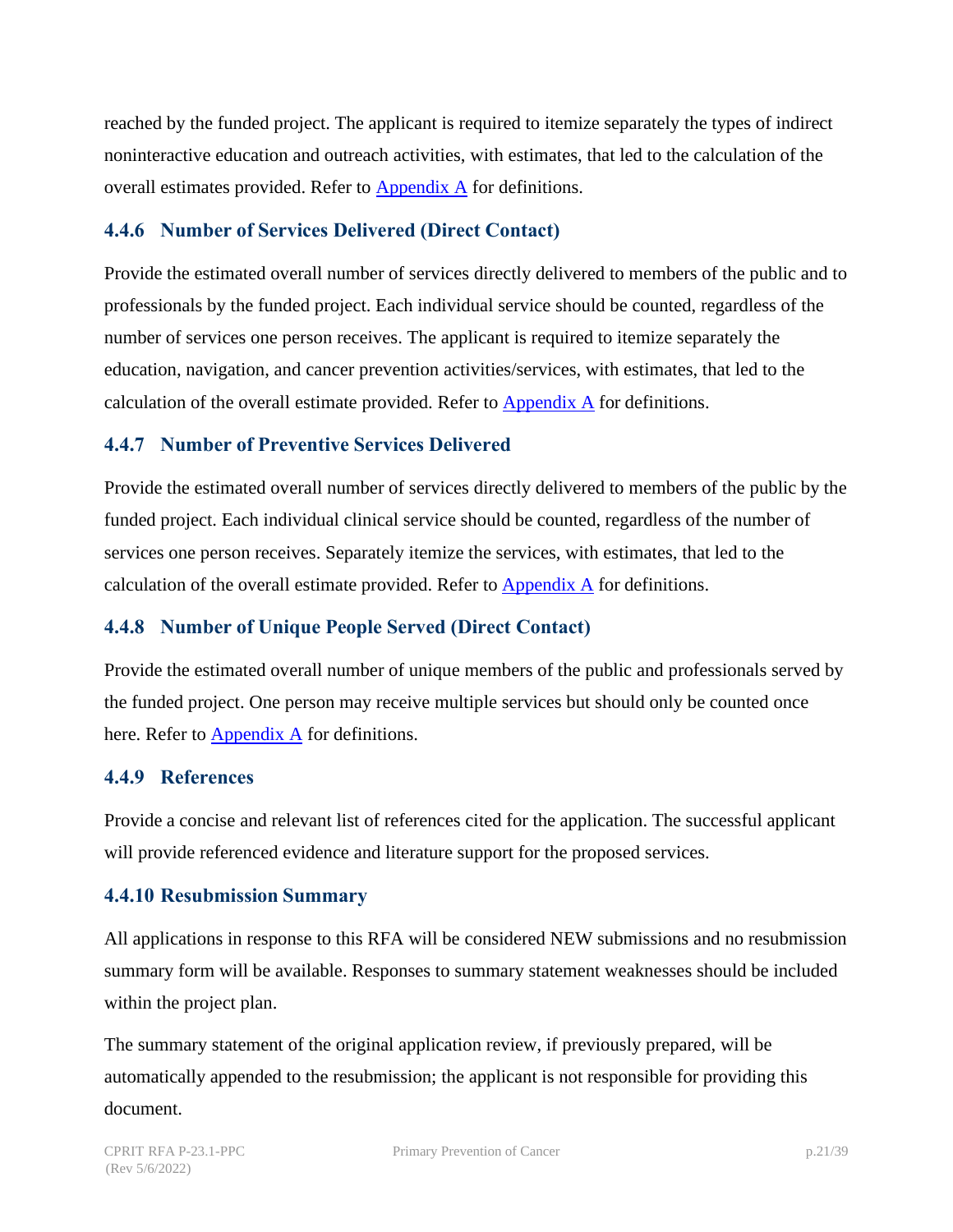reached by the funded project. The applicant is required to itemize separately the types of indirect noninteractive education and outreach activities, with estimates, that led to the calculation of the overall estimates provided. Refer to Appendix A for definitions.

### 4.4.6 Number of Services Delivered (Direct Contact)

Provide the estimated overall number of services directly delivered to members of the public and to professionals by the funded project. Each individual service should be counted, regardless of the number of services one person receives. The applicant is required to itemize separately the education, navigation, and cancer prevention activities/services, with estimates, that led to the calculation of the overall estimate provided. Refer to Appendix A for definitions.

### 4.4.7 Number of Preventive Services Delivered

Provide the estimated overall number of services directly delivered to members of the public by the funded project. Each individual clinical service should be counted, regardless of the number of services one person receives. Separately itemize the services, with estimates, that led to the calculation of the overall estimate provided. Refer to Appendix A for definitions.

### 4.4.8 Number of Unique People Served (Direct Contact)

Provide the estimated overall number of unique members of the public and professionals served by the funded project. One person may receive multiple services but should only be counted once here. Refer to Appendix A for definitions.

### 4.4.9 References

Provide a concise and relevant list of references cited for the application. The successful applicant will provide referenced evidence and literature support for the proposed services.

### 4.4.10 Resubmission Summary

All applications in response to this RFA will be considered NEW submissions and no resubmission summary form will be available. Responses to summary statement weaknesses should be included within the project plan.

The summary statement of the original application review, if previously prepared, will be automatically appended to the resubmission; the applicant is not responsible for providing this document.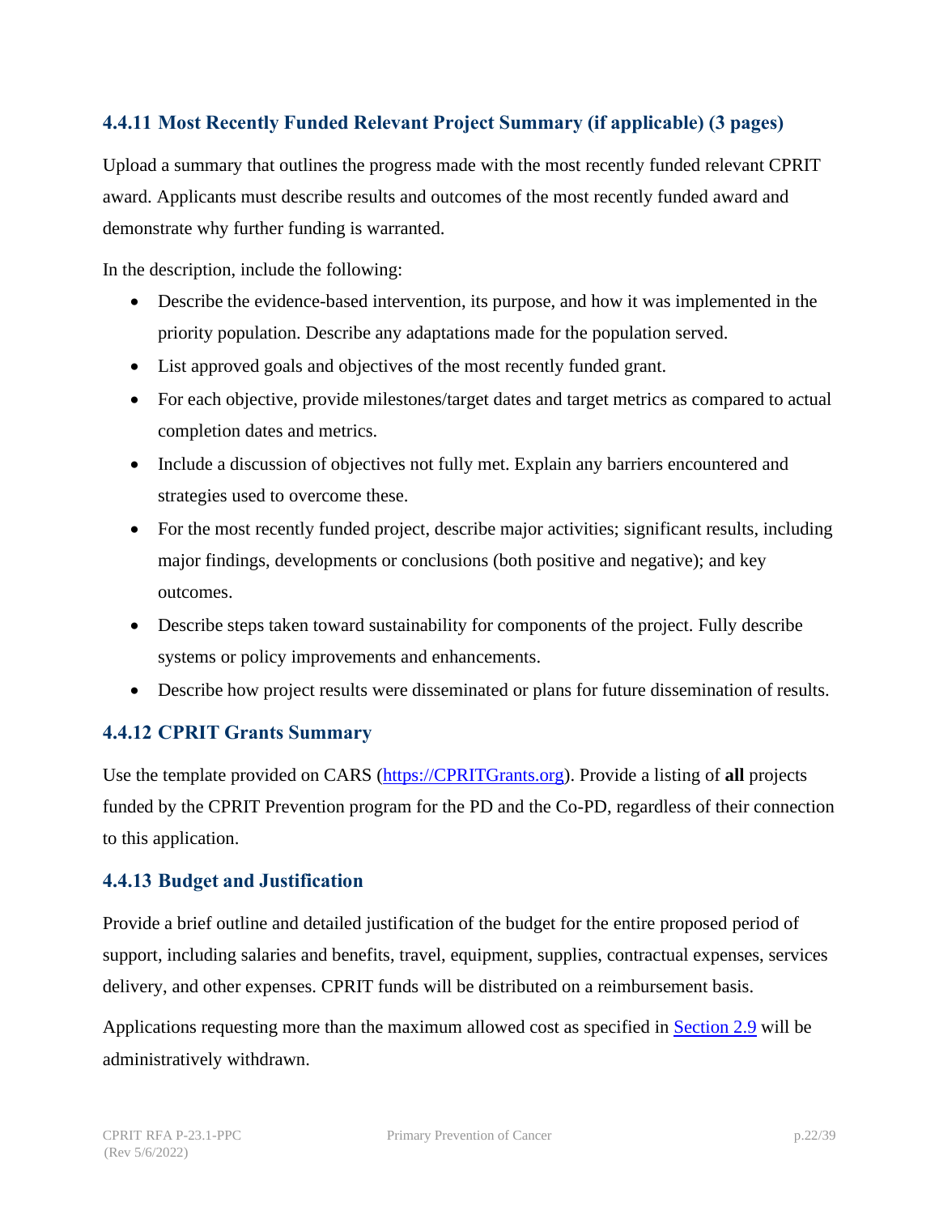### 4.4.11 Most Recently Funded Relevant Project Summary (if applicable) (3 pages)

Upload a summary that outlines the progress made with the most recently funded relevant CPRIT award. Applicants must describe results and outcomes of the most recently funded award and demonstrate why further funding is warranted.

In the description, include the following:

- Describe the evidence-based intervention, its purpose, and how it was implemented in the priority population. Describe any adaptations made for the population served.
- List approved goals and objectives of the most recently funded grant.
- For each objective, provide milestones/target dates and target metrics as compared to actual completion dates and metrics.
- Include a discussion of objectives not fully met. Explain any barriers encountered and strategies used to overcome these.
- For the most recently funded project, describe major activities; significant results, including major findings, developments or conclusions (both positive and negative); and key outcomes.
- Describe steps taken toward sustainability for components of the project. Fully describe systems or policy improvements and enhancements.
- Describe how project results were disseminated or plans for future dissemination of results.

### 4.4.12 CPRIT Grants Summary

Use the template provided on CARS (https://CPRITGrants.org). Provide a listing of **all** projects funded by the CPRIT Prevention program for the PD and the Co-PD, regardless of their connection to this application.

### 4.4.13 Budget and Justification

Provide a brief outline and detailed justification of the budget for the entire proposed period of support, including salaries and benefits, travel, equipment, supplies, contractual expenses, services delivery, and other expenses. CPRIT funds will be distributed on a reimbursement basis.

Applications requesting more than the maximum allowed cost as specified in Section 2.9 will be administratively withdrawn.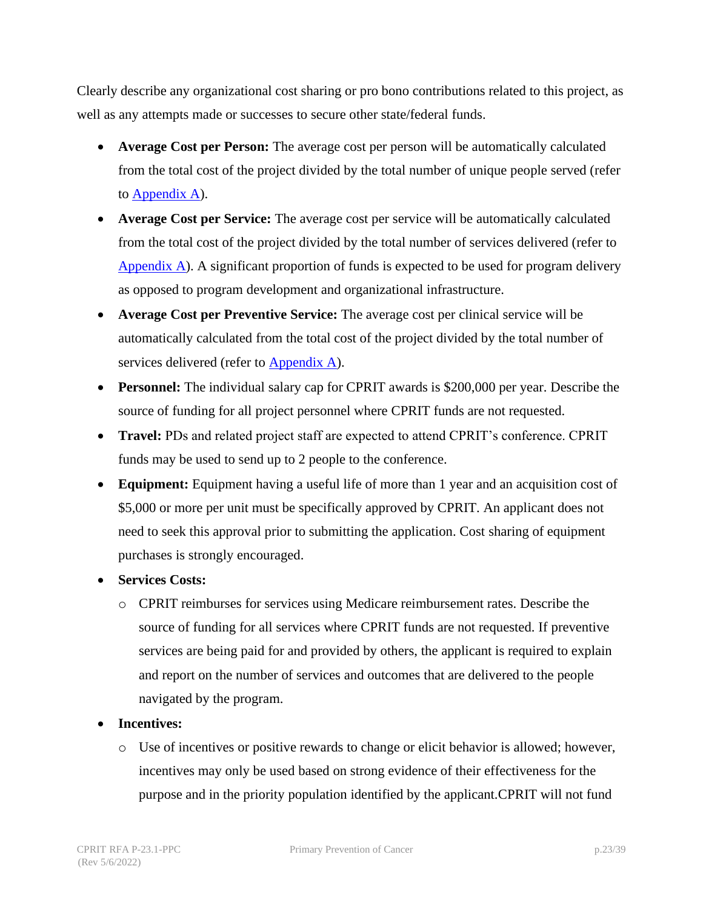Clearly describe any organizational cost sharing or pro bono contributions related to this project, as well as any attempts made or successes to secure other state/federal funds.

- **Average Cost per Person:** The average cost per person will be automatically calculated from the total cost of the project divided by the total number of unique people served (refer to Appendix A).
- **Average Cost per Service:** The average cost per service will be automatically calculated from the total cost of the project divided by the total number of services delivered (refer to Appendix A). A significant proportion of funds is expected to be used for program delivery as opposed to program development and organizational infrastructure.
- **Average Cost per Preventive Service:** The average cost per clinical service will be automatically calculated from the total cost of the project divided by the total number of services delivered (refer to Appendix A).
- **Personnel:** The individual salary cap for CPRIT awards is $200,000 per year. Describe the source of funding for all project personnel where CPRIT funds are not requested.
- **Travel:** PDs and related project staff are expected to attend CPRIT's conference. CPRIT funds may be used to send up to 2 people to the conference.
- **Equipment:** Equipment having a useful life of more than 1 year and an acquisition cost of $5,000 or more per unit must be specifically approved by CPRIT. An applicant does not need to seek this approval prior to submitting the application. Cost sharing of equipment purchases is strongly encouraged.
- **Services Costs:**
  - CPRIT reimburses for services using Medicare reimbursement rates. Describe the source of funding for all services where CPRIT funds are not requested. If preventive services are being paid for and provided by others, the applicant is required to explain and report on the number of services and outcomes that are delivered to the people navigated by the program.
- **Incentives:**
  - Use of incentives or positive rewards to change or elicit behavior is allowed; however, incentives may only be used based on strong evidence of their effectiveness for the purpose and in the priority population identified by the applicant.CPRIT will not fund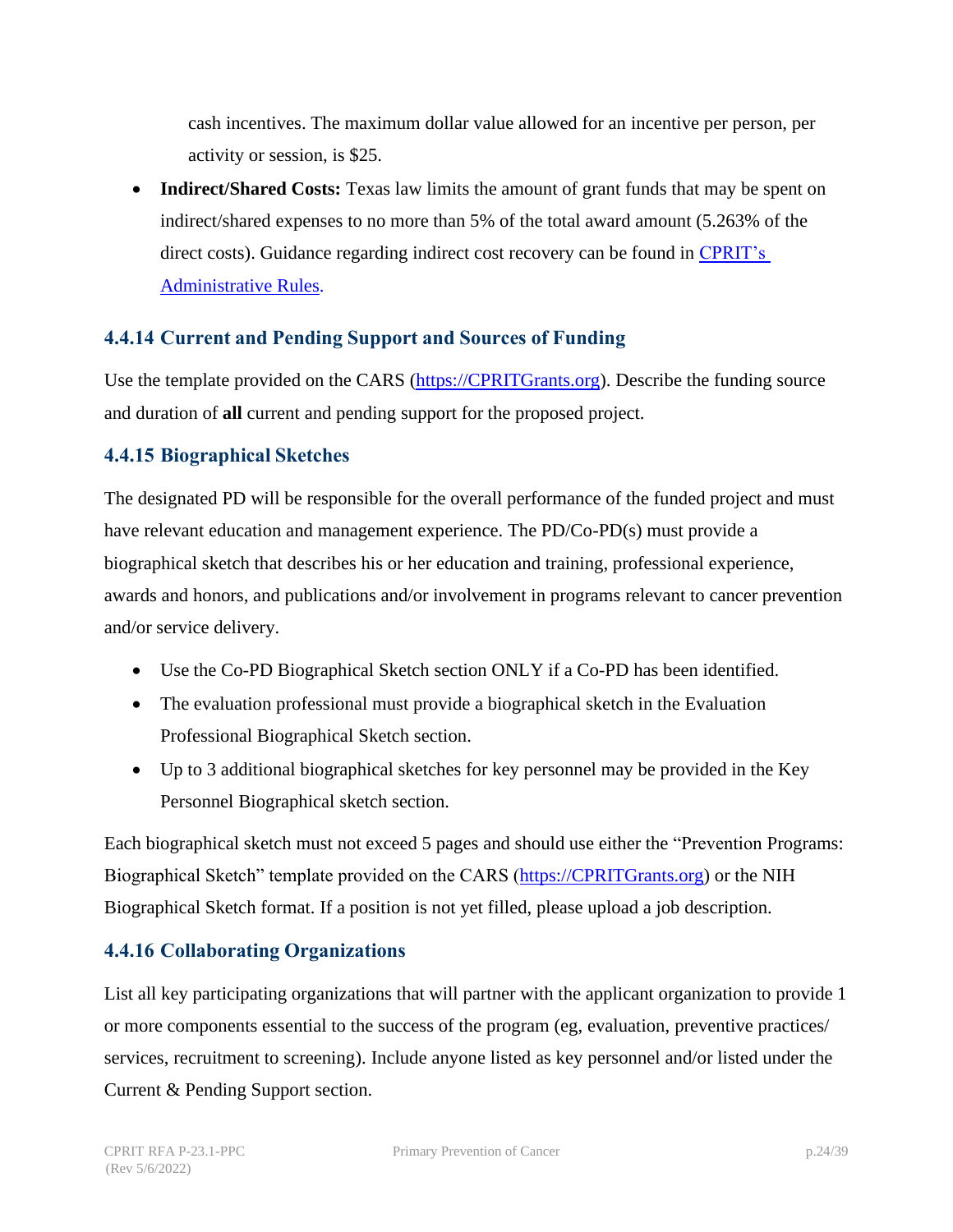cash incentives. The maximum dollar value allowed for an incentive per person, per activity or session, is $25.

- **Indirect/Shared Costs:** Texas law limits the amount of grant funds that may be spent on indirect/shared expenses to no more than 5% of the total award amount (5.263% of the direct costs). Guidance regarding indirect cost recovery can be found in [CPRIT's Administrative Rules](#).

### 4.4.14 Current and Pending Support and Sources of Funding

Use the template provided on the CARS (https://CPRITGrants.org). Describe the funding source and duration of **all** current and pending support for the proposed project.

### 4.4.15 Biographical Sketches

The designated PD will be responsible for the overall performance of the funded project and must have relevant education and management experience. The PD/Co-PD(s) must provide a biographical sketch that describes his or her education and training, professional experience, awards and honors, and publications and/or involvement in programs relevant to cancer prevention and/or service delivery.

- Use the Co-PD Biographical Sketch section ONLY if a Co-PD has been identified.
- The evaluation professional must provide a biographical sketch in the Evaluation Professional Biographical Sketch section.
- Up to 3 additional biographical sketches for key personnel may be provided in the Key Personnel Biographical sketch section.

Each biographical sketch must not exceed 5 pages and should use either the "Prevention Programs: Biographical Sketch" template provided on the CARS (https://CPRITGrants.org) or the NIH Biographical Sketch format. If a position is not yet filled, please upload a job description.

### 4.4.16 Collaborating Organizations

List all key participating organizations that will partner with the applicant organization to provide 1 or more components essential to the success of the program (eg, evaluation, preventive practices/ services, recruitment to screening). Include anyone listed as key personnel and/or listed under the Current & Pending Support section.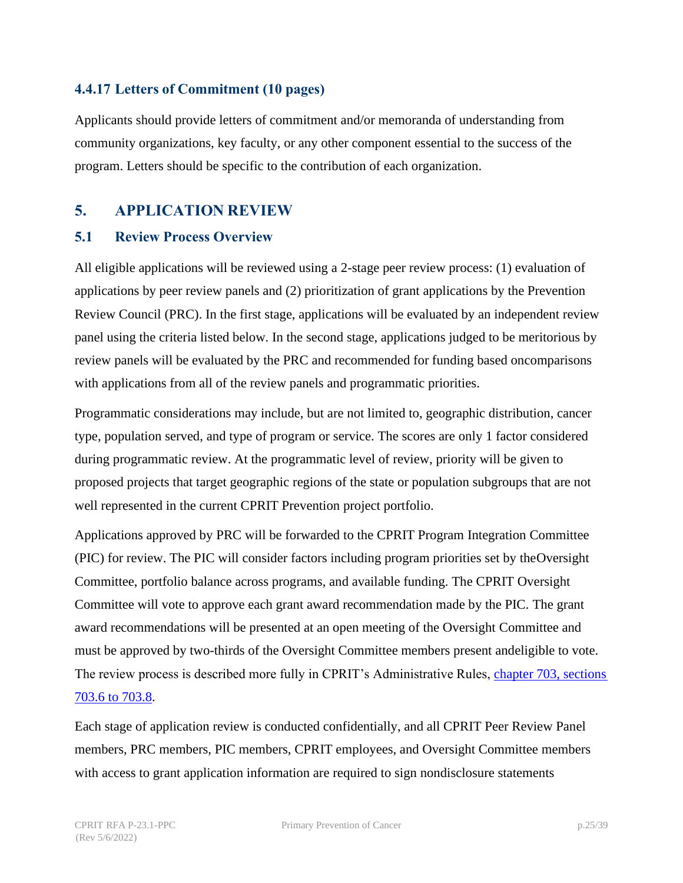### 4.4.17 Letters of Commitment (10 pages)

Applicants should provide letters of commitment and/or memoranda of understanding from community organizations, key faculty, or any other component essential to the success of the program. Letters should be specific to the contribution of each organization.

## 5. APPLICATION REVIEW

### 5.1 Review Process Overview

All eligible applications will be reviewed using a 2-stage peer review process: (1) evaluation of applications by peer review panels and (2) prioritization of grant applications by the Prevention Review Council (PRC). In the first stage, applications will be evaluated by an independent review panel using the criteria listed below. In the second stage, applications judged to be meritorious by review panels will be evaluated by the PRC and recommended for funding based oncomparisons with applications from all of the review panels and programmatic priorities.

Programmatic considerations may include, but are not limited to, geographic distribution, cancer type, population served, and type of program or service. The scores are only 1 factor considered during programmatic review. At the programmatic level of review, priority will be given to proposed projects that target geographic regions of the state or population subgroups that are not well represented in the current CPRIT Prevention project portfolio.

Applications approved by PRC will be forwarded to the CPRIT Program Integration Committee (PIC) for review. The PIC will consider factors including program priorities set by theOversight Committee, portfolio balance across programs, and available funding. The CPRIT Oversight Committee will vote to approve each grant award recommendation made by the PIC. The grant award recommendations will be presented at an open meeting of the Oversight Committee and must be approved by two-thirds of the Oversight Committee members present andeligible to vote. The review process is described more fully in CPRIT's Administrative Rules, [chapter 703, sections 703.6 to 703.8](#).

Each stage of application review is conducted confidentially, and all CPRIT Peer Review Panel members, PRC members, PIC members, CPRIT employees, and Oversight Committee members with access to grant application information are required to sign nondisclosure statements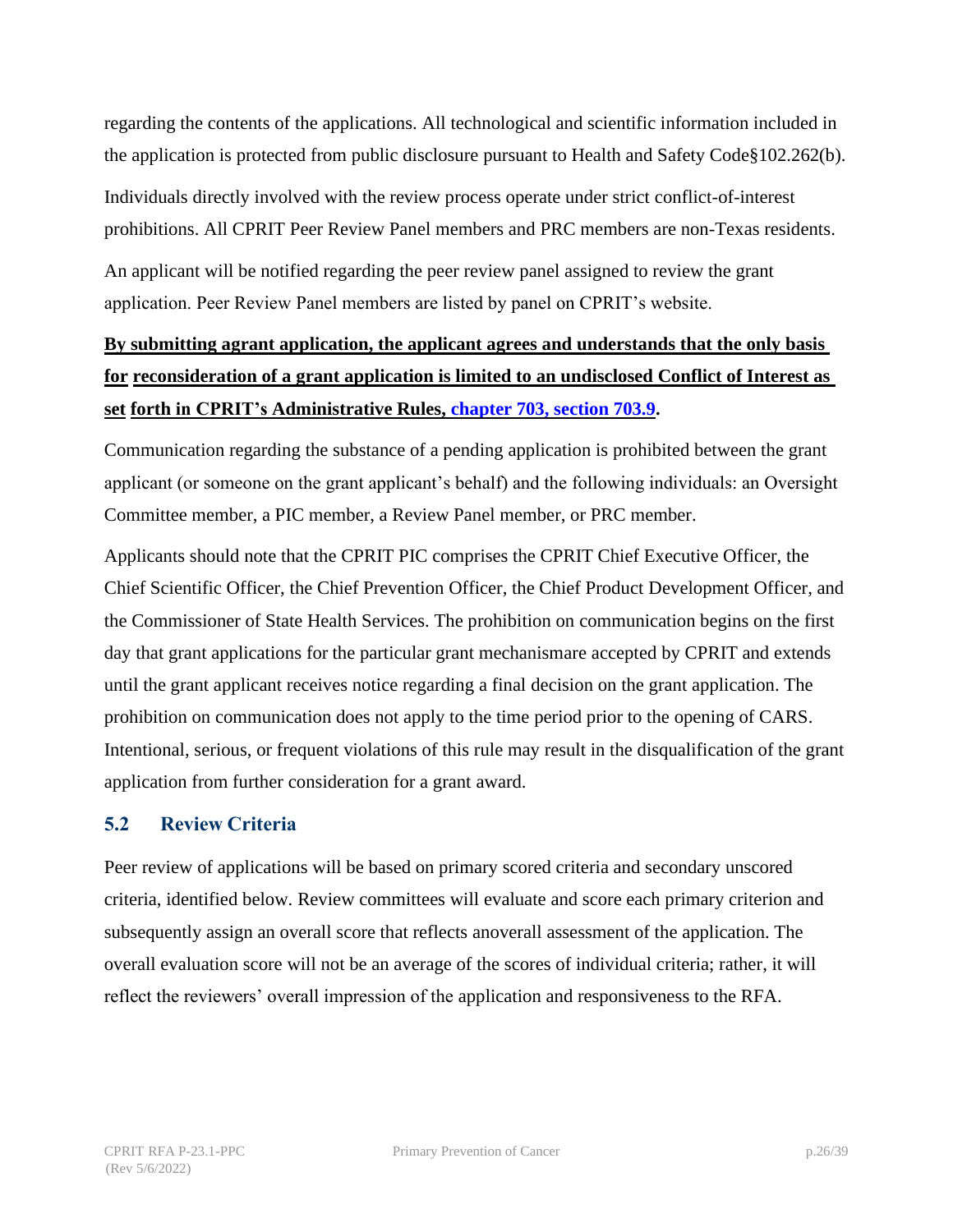regarding the contents of the applications. All technological and scientific information included in the application is protected from public disclosure pursuant to Health and Safety Code§102.262(b).

Individuals directly involved with the review process operate under strict conflict-of-interest prohibitions. All CPRIT Peer Review Panel members and PRC members are non-Texas residents.

An applicant will be notified regarding the peer review panel assigned to review the grant application. Peer Review Panel members are listed by panel on CPRIT's website.

**By submitting agrant application, the applicant agrees and understands that the only basis for reconsideration of a grant application is limited to an undisclosed Conflict of Interest as set forth in CPRIT's Administrative Rules, chapter 703, section 703.9.**

Communication regarding the substance of a pending application is prohibited between the grant applicant (or someone on the grant applicant's behalf) and the following individuals: an Oversight Committee member, a PIC member, a Review Panel member, or PRC member.

Applicants should note that the CPRIT PIC comprises the CPRIT Chief Executive Officer, the Chief Scientific Officer, the Chief Prevention Officer, the Chief Product Development Officer, and the Commissioner of State Health Services. The prohibition on communication begins on the first day that grant applications for the particular grant mechanismare accepted by CPRIT and extends until the grant applicant receives notice regarding a final decision on the grant application. The prohibition on communication does not apply to the time period prior to the opening of CARS. Intentional, serious, or frequent violations of this rule may result in the disqualification of the grant application from further consideration for a grant award.

## 5.2 Review Criteria

Peer review of applications will be based on primary scored criteria and secondary unscored criteria, identified below. Review committees will evaluate and score each primary criterion and subsequently assign an overall score that reflects anoverall assessment of the application. The overall evaluation score will not be an average of the scores of individual criteria; rather, it will reflect the reviewers' overall impression of the application and responsiveness to the RFA.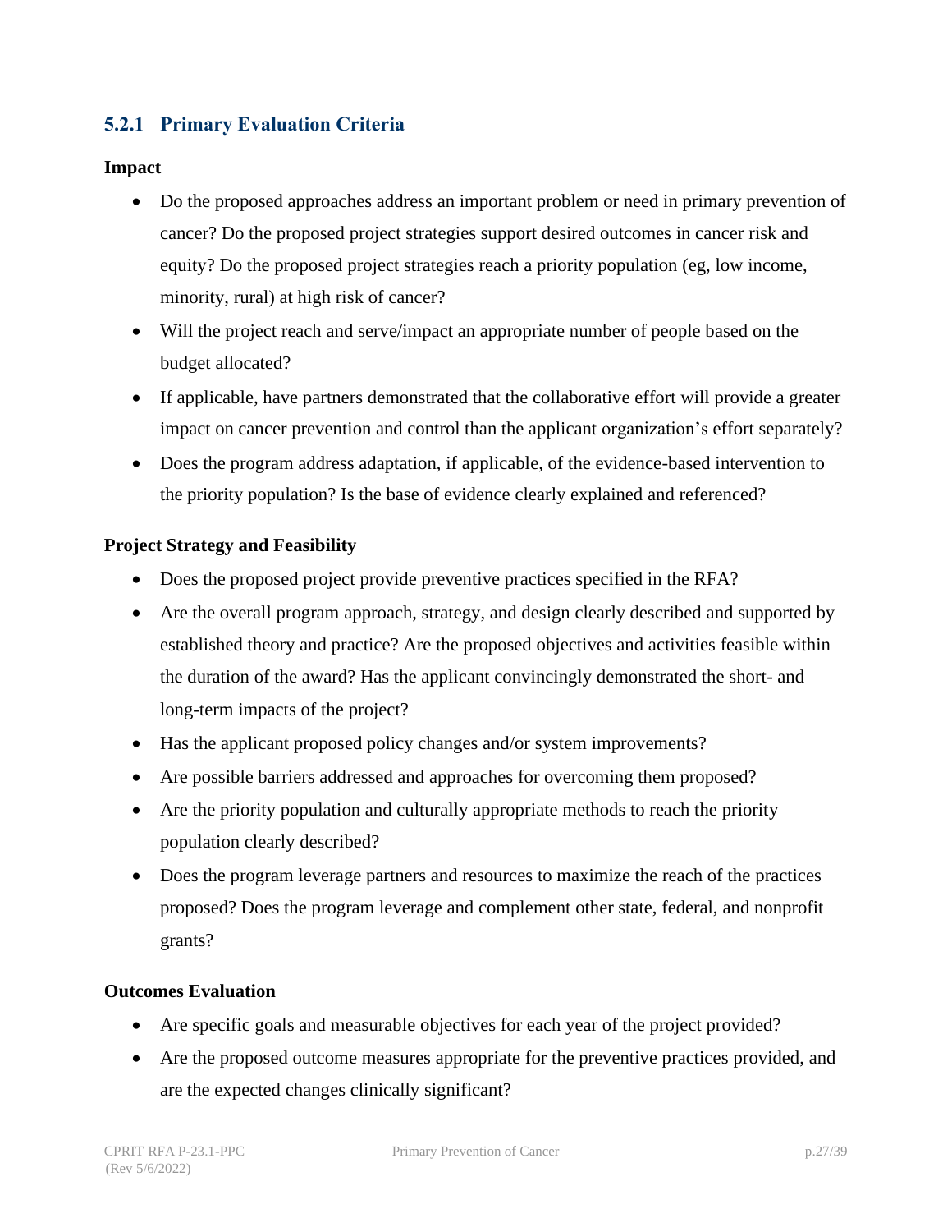### 5.2.1 Primary Evaluation Criteria

**Impact**

- Do the proposed approaches address an important problem or need in primary prevention of cancer? Do the proposed project strategies support desired outcomes in cancer risk and equity? Do the proposed project strategies reach a priority population (eg, low income, minority, rural) at high risk of cancer?
- Will the project reach and serve/impact an appropriate number of people based on the budget allocated?
- If applicable, have partners demonstrated that the collaborative effort will provide a greater impact on cancer prevention and control than the applicant organization's effort separately?
- Does the program address adaptation, if applicable, of the evidence-based intervention to the priority population? Is the base of evidence clearly explained and referenced?

**Project Strategy and Feasibility**

- Does the proposed project provide preventive practices specified in the RFA?
- Are the overall program approach, strategy, and design clearly described and supported by established theory and practice? Are the proposed objectives and activities feasible within the duration of the award? Has the applicant convincingly demonstrated the short- and long-term impacts of the project?
- Has the applicant proposed policy changes and/or system improvements?
- Are possible barriers addressed and approaches for overcoming them proposed?
- Are the priority population and culturally appropriate methods to reach the priority population clearly described?
- Does the program leverage partners and resources to maximize the reach of the practices proposed? Does the program leverage and complement other state, federal, and nonprofit grants?

**Outcomes Evaluation**

- Are specific goals and measurable objectives for each year of the project provided?
- Are the proposed outcome measures appropriate for the preventive practices provided, and are the expected changes clinically significant?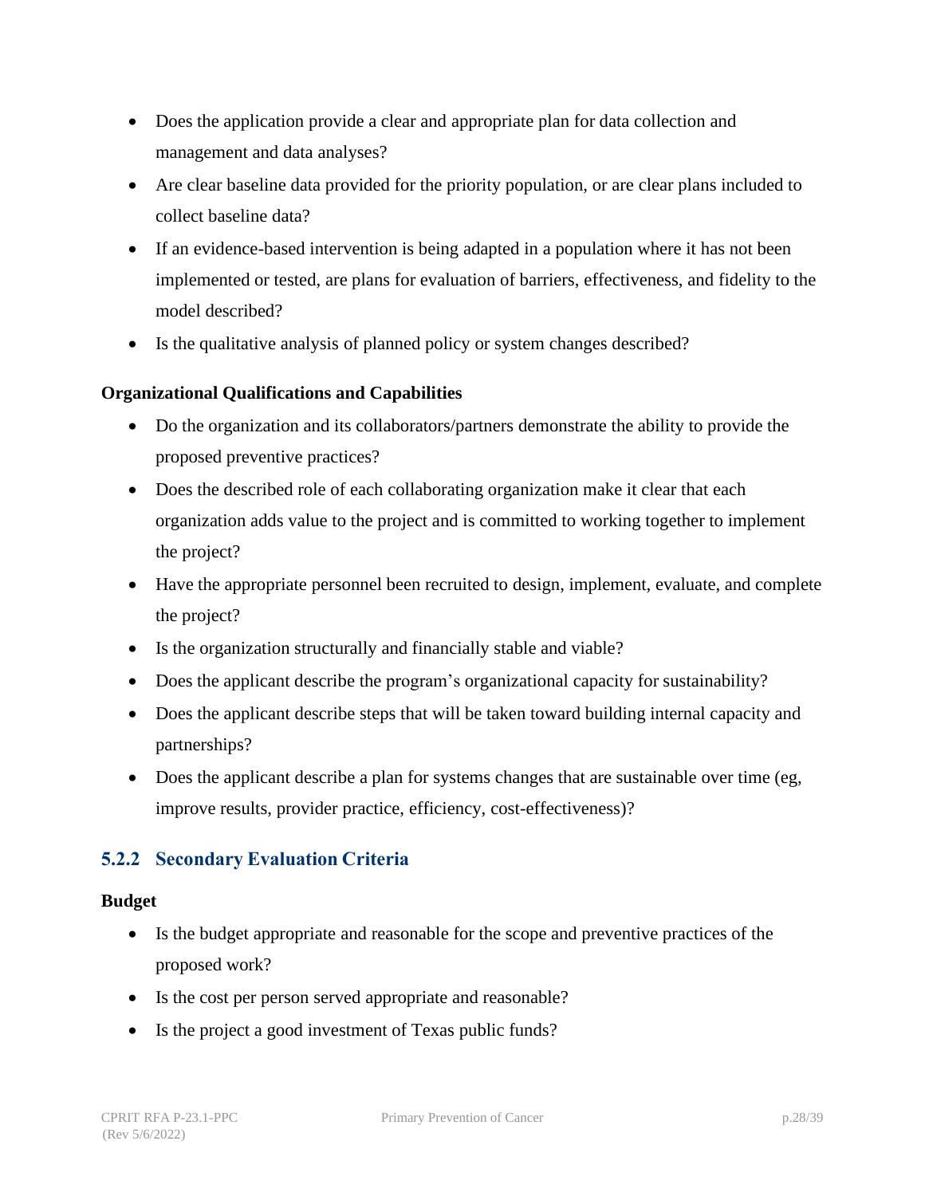- Does the application provide a clear and appropriate plan for data collection and management and data analyses?
- Are clear baseline data provided for the priority population, or are clear plans included to collect baseline data?
- If an evidence-based intervention is being adapted in a population where it has not been implemented or tested, are plans for evaluation of barriers, effectiveness, and fidelity to the model described?
- Is the qualitative analysis of planned policy or system changes described?

**Organizational Qualifications and Capabilities**

- Do the organization and its collaborators/partners demonstrate the ability to provide the proposed preventive practices?
- Does the described role of each collaborating organization make it clear that each organization adds value to the project and is committed to working together to implement the project?
- Have the appropriate personnel been recruited to design, implement, evaluate, and complete the project?
- Is the organization structurally and financially stable and viable?
- Does the applicant describe the program's organizational capacity for sustainability?
- Does the applicant describe steps that will be taken toward building internal capacity and partnerships?
- Does the applicant describe a plan for systems changes that are sustainable over time (eg, improve results, provider practice, efficiency, cost-effectiveness)?

### 5.2.2 Secondary Evaluation Criteria

**Budget**

- Is the budget appropriate and reasonable for the scope and preventive practices of the proposed work?
- Is the cost per person served appropriate and reasonable?
- Is the project a good investment of Texas public funds?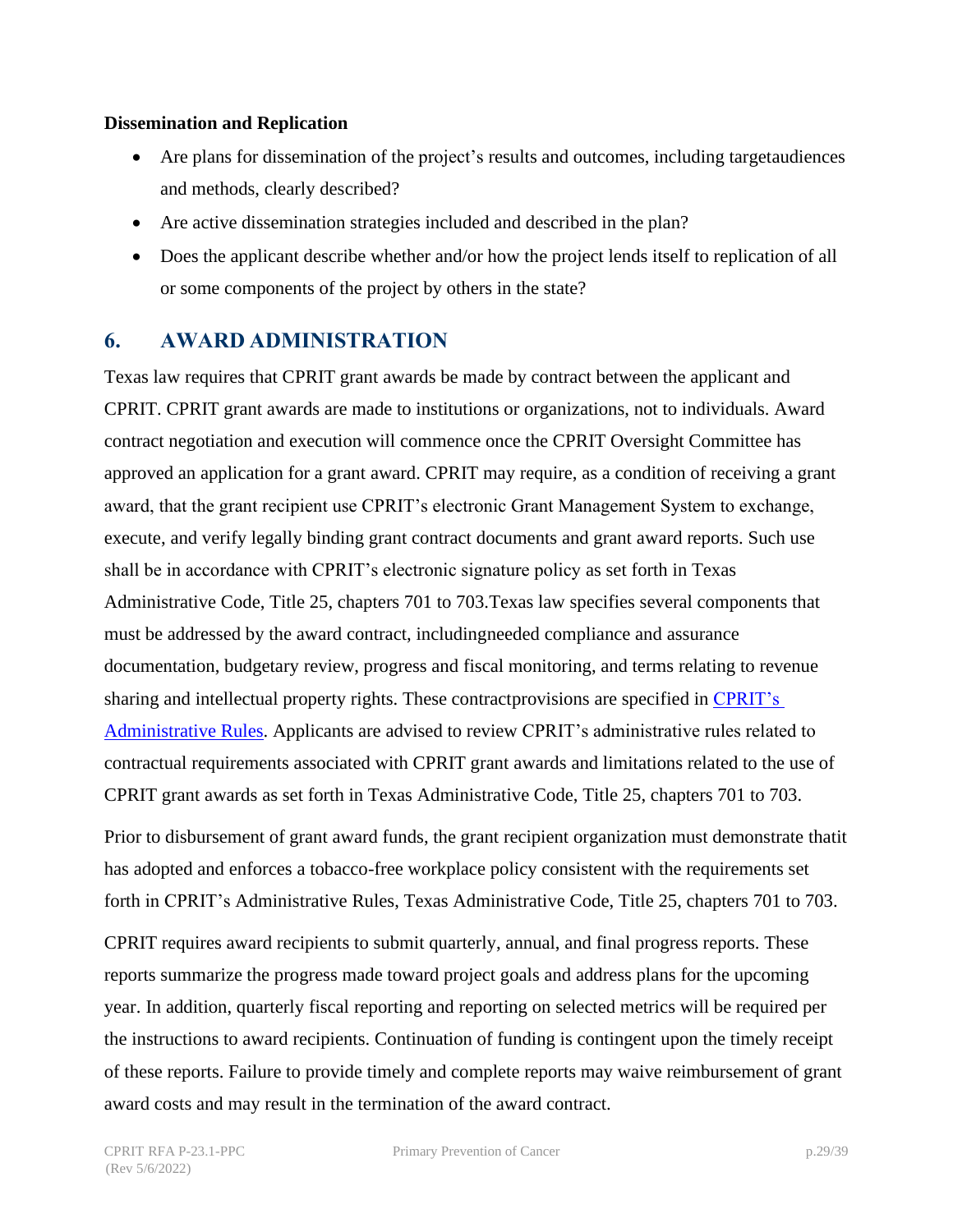**Dissemination and Replication**

- Are plans for dissemination of the project's results and outcomes, including targetaudiences and methods, clearly described?
- Are active dissemination strategies included and described in the plan?
- Does the applicant describe whether and/or how the project lends itself to replication of all or some components of the project by others in the state?

## 6. AWARD ADMINISTRATION

Texas law requires that CPRIT grant awards be made by contract between the applicant and CPRIT. CPRIT grant awards are made to institutions or organizations, not to individuals. Award contract negotiation and execution will commence once the CPRIT Oversight Committee has approved an application for a grant award. CPRIT may require, as a condition of receiving a grant award, that the grant recipient use CPRIT's electronic Grant Management System to exchange, execute, and verify legally binding grant contract documents and grant award reports. Such use shall be in accordance with CPRIT's electronic signature policy as set forth in Texas Administrative Code, Title 25, chapters 701 to 703.Texas law specifies several components that must be addressed by the award contract, includingneeded compliance and assurance documentation, budgetary review, progress and fiscal monitoring, and terms relating to revenue sharing and intellectual property rights. These contractprovisions are specified in [CPRIT's Administrative Rules](). Applicants are advised to review CPRIT's administrative rules related to contractual requirements associated with CPRIT grant awards and limitations related to the use of CPRIT grant awards as set forth in Texas Administrative Code, Title 25, chapters 701 to 703.

Prior to disbursement of grant award funds, the grant recipient organization must demonstrate thatit has adopted and enforces a tobacco-free workplace policy consistent with the requirements set forth in CPRIT's Administrative Rules, Texas Administrative Code, Title 25, chapters 701 to 703.

CPRIT requires award recipients to submit quarterly, annual, and final progress reports. These reports summarize the progress made toward project goals and address plans for the upcoming year. In addition, quarterly fiscal reporting and reporting on selected metrics will be required per the instructions to award recipients. Continuation of funding is contingent upon the timely receipt of these reports. Failure to provide timely and complete reports may waive reimbursement of grant award costs and may result in the termination of the award contract.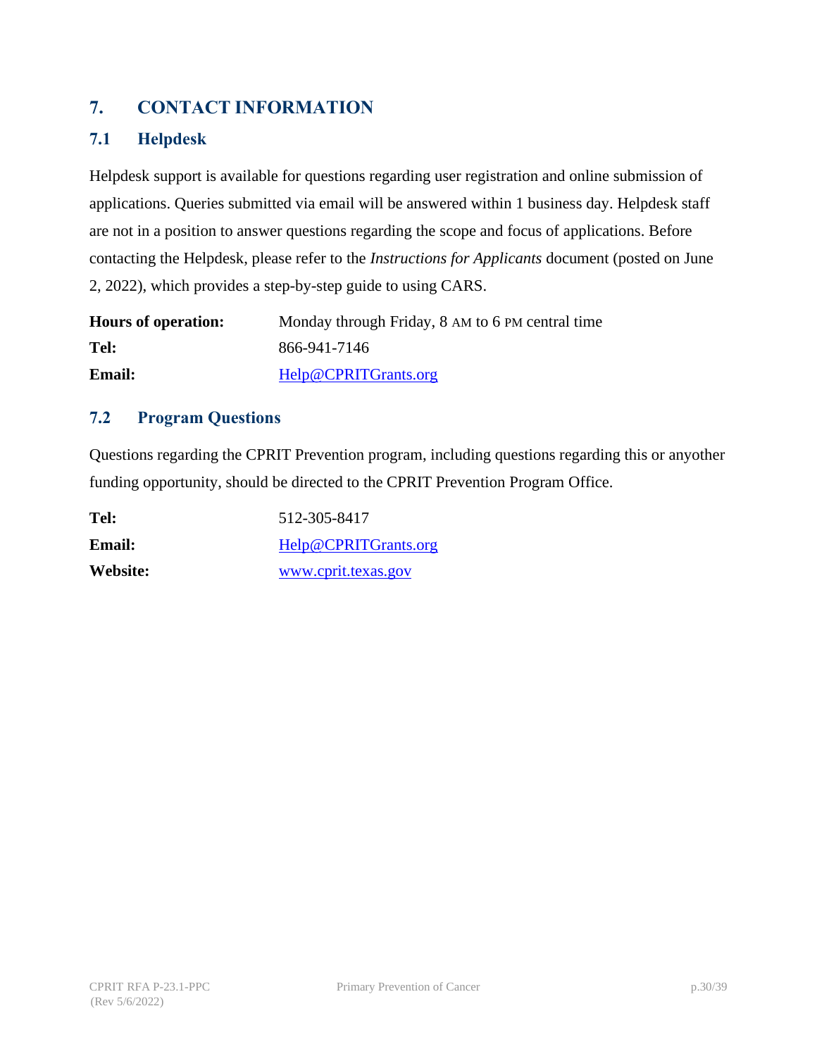# 7. CONTACT INFORMATION

## 7.1 Helpdesk

Helpdesk support is available for questions regarding user registration and online submission of applications. Queries submitted via email will be answered within 1 business day. Helpdesk staff are not in a position to answer questions regarding the scope and focus of applications. Before contacting the Helpdesk, please refer to the *Instructions for Applicants* document (posted on June 2, 2022), which provides a step-by-step guide to using CARS.

**Hours of operation:** Monday through Friday, 8 AM to 6 PM central time

**Tel:** 866-941-7146

**Email:** Help@CPRITGrants.org

## 7.2 Program Questions

Questions regarding the CPRIT Prevention program, including questions regarding this or anyother funding opportunity, should be directed to the CPRIT Prevention Program Office.

**Tel:** 512-305-8417

**Email:** Help@CPRITGrants.org

**Website:** www.cprit.texas.gov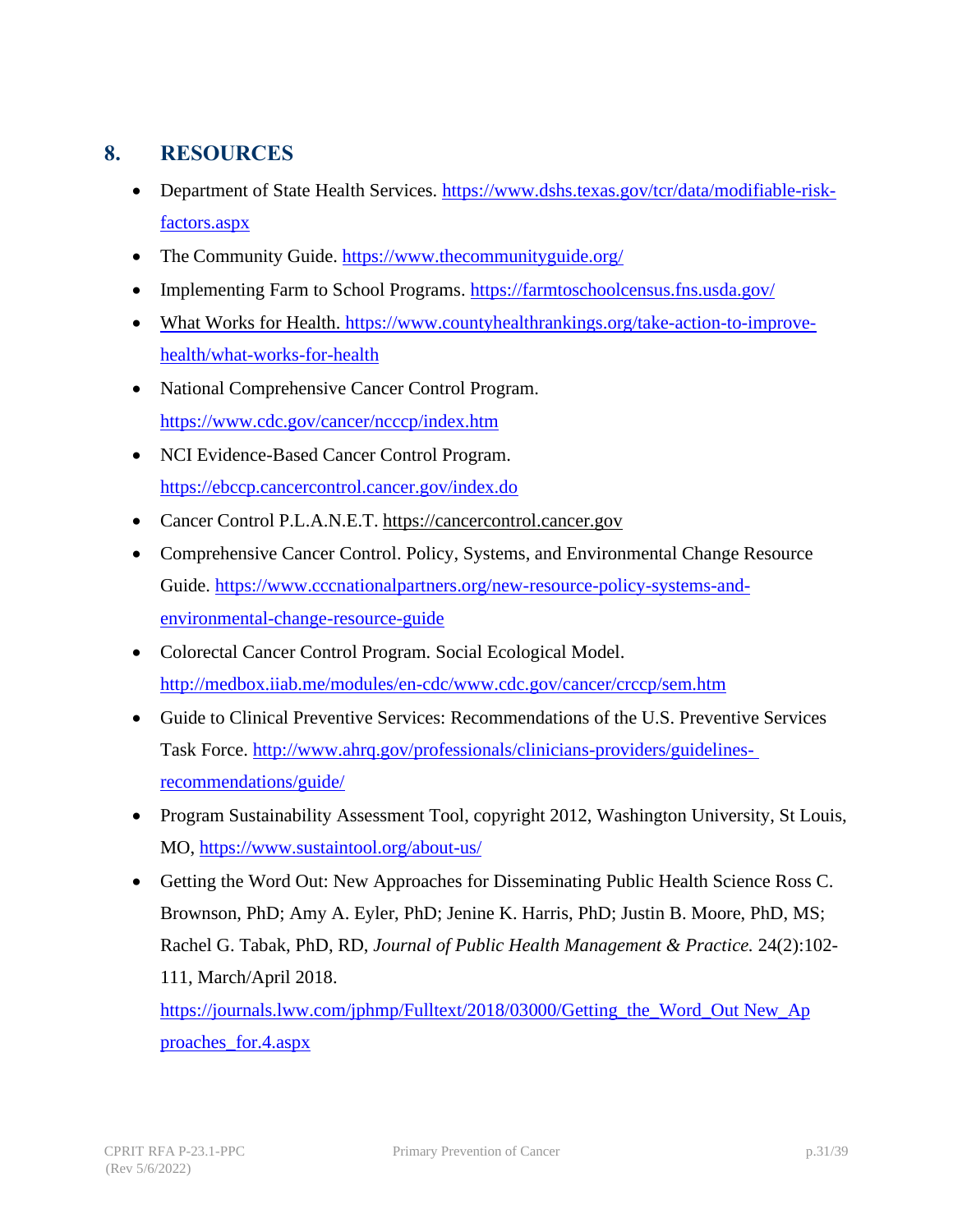## 8. RESOURCES

- Department of State Health Services. https://www.dshs.texas.gov/tcr/data/modifiable-risk-factors.aspx
- The Community Guide. https://www.thecommunityguide.org/
- Implementing Farm to School Programs. https://farmtoschoolcensus.fns.usda.gov/
- What Works for Health. https://www.countyhealthrankings.org/take-action-to-improve-health/what-works-for-health
- National Comprehensive Cancer Control Program. https://www.cdc.gov/cancer/ncccp/index.htm
- NCI Evidence-Based Cancer Control Program. https://ebccp.cancercontrol.cancer.gov/index.do
- Cancer Control P.L.A.N.E.T. https://cancercontrol.cancer.gov
- Comprehensive Cancer Control. Policy, Systems, and Environmental Change Resource Guide. https://www.cccnationalpartners.org/new-resource-policy-systems-and-environmental-change-resource-guide
- Colorectal Cancer Control Program. Social Ecological Model. http://medbox.iiab.me/modules/en-cdc/www.cdc.gov/cancer/crccp/sem.htm
- Guide to Clinical Preventive Services: Recommendations of the U.S. Preventive Services Task Force. http://www.ahrq.gov/professionals/clinicians-providers/guidelines-recommendations/guide/
- Program Sustainability Assessment Tool, copyright 2012, Washington University, St Louis, MO, https://www.sustaintool.org/about-us/
- Getting the Word Out: New Approaches for Disseminating Public Health Science Ross C. Brownson, PhD; Amy A. Eyler, PhD; Jenine K. Harris, PhD; Justin B. Moore, PhD, MS; Rachel G. Tabak, PhD, RD, *Journal of Public Health Management & Practice.* 24(2):102-111, March/April 2018. https://journals.lww.com/jphmp/Fulltext/2018/03000/Getting_the_Word_Out_New_Approaches_for.4.aspx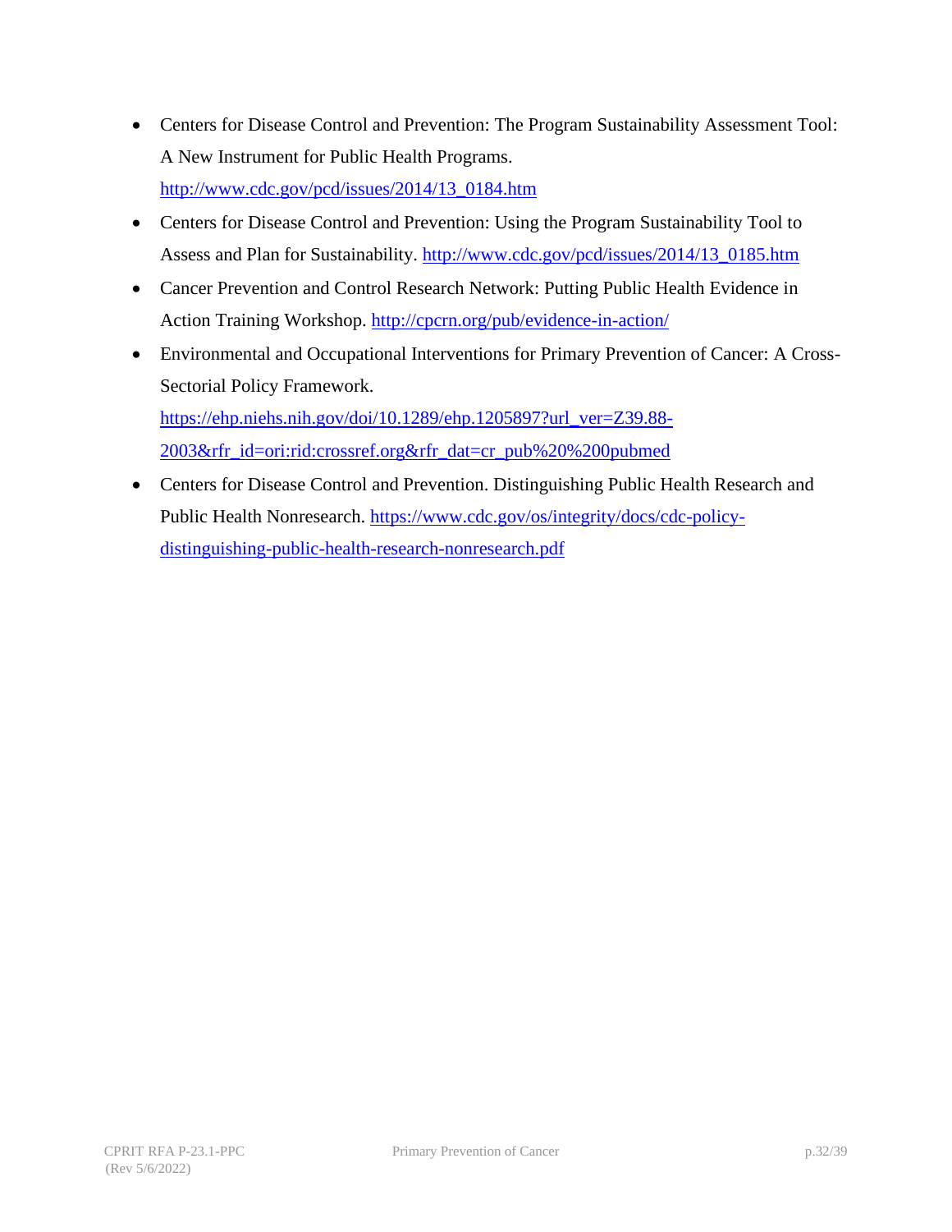- Centers for Disease Control and Prevention: The Program Sustainability Assessment Tool: A New Instrument for Public Health Programs. http://www.cdc.gov/pcd/issues/2014/13_0184.htm
- Centers for Disease Control and Prevention: Using the Program Sustainability Tool to Assess and Plan for Sustainability. http://www.cdc.gov/pcd/issues/2014/13_0185.htm
- Cancer Prevention and Control Research Network: Putting Public Health Evidence in Action Training Workshop. http://cpcrn.org/pub/evidence-in-action/
- Environmental and Occupational Interventions for Primary Prevention of Cancer: A Cross-Sectorial Policy Framework. https://ehp.niehs.nih.gov/doi/10.1289/ehp.1205897?url_ver=Z39.88-2003&rfr_id=ori:rid:crossref.org&rfr_dat=cr_pub%20%200pubmed
- Centers for Disease Control and Prevention. Distinguishing Public Health Research and Public Health Nonresearch. https://www.cdc.gov/os/integrity/docs/cdc-policy-distinguishing-public-health-research-nonresearch.pdf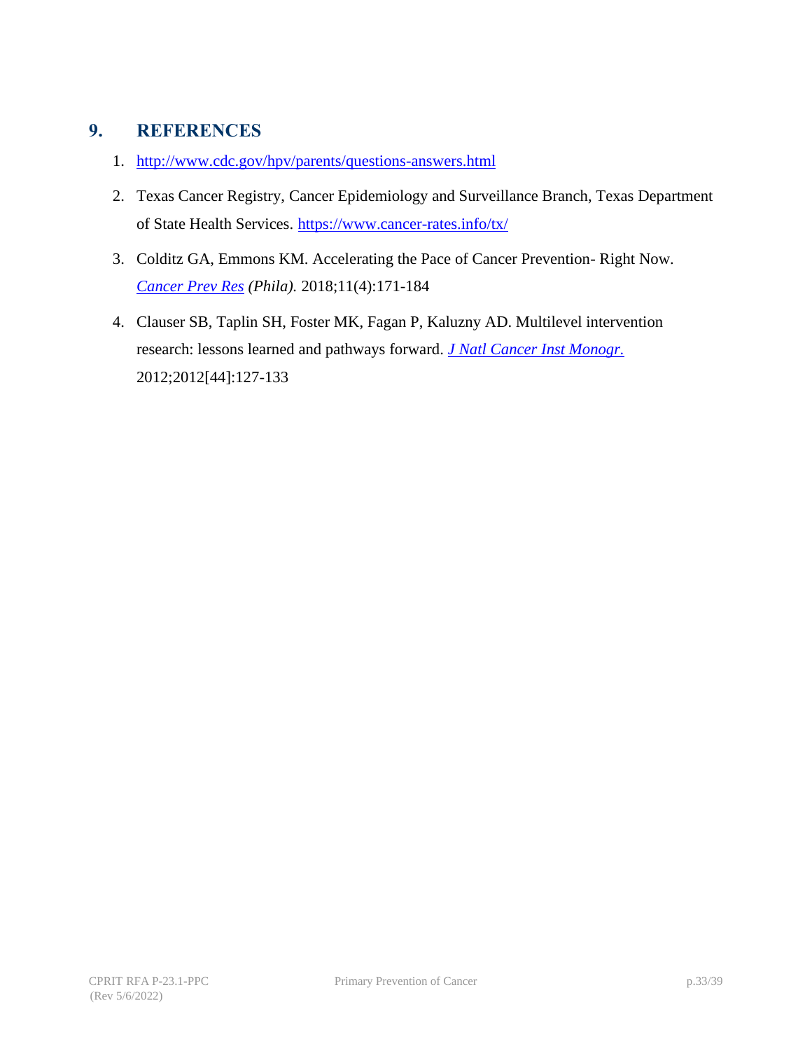## 9. REFERENCES

1. http://www.cdc.gov/hpv/parents/questions-answers.html
2. Texas Cancer Registry, Cancer Epidemiology and Surveillance Branch, Texas Department of State Health Services. https://www.cancer-rates.info/tx/
3. Colditz GA, Emmons KM. Accelerating the Pace of Cancer Prevention- Right Now. *Cancer Prev Res (Phila).* 2018;11(4):171-184
4. Clauser SB, Taplin SH, Foster MK, Fagan P, Kaluzny AD. Multilevel intervention research: lessons learned and pathways forward. *J Natl Cancer Inst Monogr.* 2012;2012[44]:127-133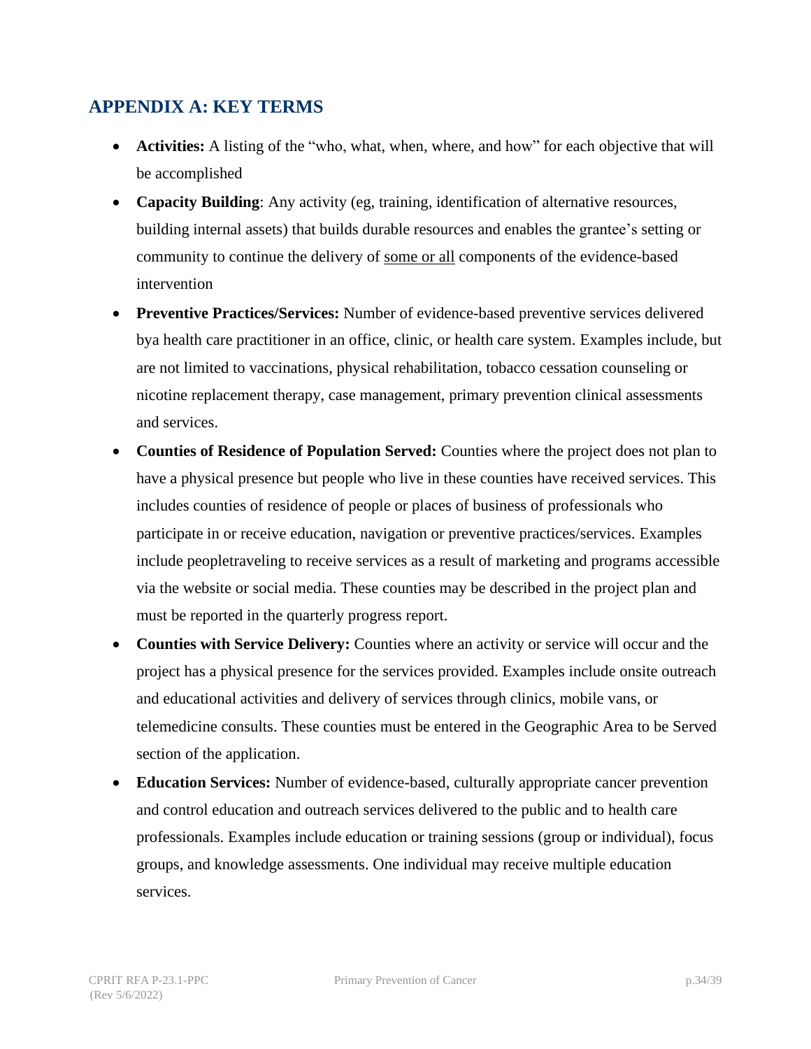## APPENDIX A: KEY TERMS

- **Activities:** A listing of the "who, what, when, where, and how" for each objective that will be accomplished
- **Capacity Building**: Any activity (eg, training, identification of alternative resources, building internal assets) that builds durable resources and enables the grantee's setting or community to continue the delivery of <u>some or all</u> components of the evidence-based intervention
- **Preventive Practices/Services:** Number of evidence-based preventive services delivered bya health care practitioner in an office, clinic, or health care system. Examples include, but are not limited to vaccinations, physical rehabilitation, tobacco cessation counseling or nicotine replacement therapy, case management, primary prevention clinical assessments and services.
- **Counties of Residence of Population Served:** Counties where the project does not plan to have a physical presence but people who live in these counties have received services. This includes counties of residence of people or places of business of professionals who participate in or receive education, navigation or preventive practices/services. Examples include peopletraveling to receive services as a result of marketing and programs accessible via the website or social media. These counties may be described in the project plan and must be reported in the quarterly progress report.
- **Counties with Service Delivery:** Counties where an activity or service will occur and the project has a physical presence for the services provided. Examples include onsite outreach and educational activities and delivery of services through clinics, mobile vans, or telemedicine consults. These counties must be entered in the Geographic Area to be Served section of the application.
- **Education Services:** Number of evidence-based, culturally appropriate cancer prevention and control education and outreach services delivered to the public and to health care professionals. Examples include education or training sessions (group or individual), focus groups, and knowledge assessments. One individual may receive multiple education services.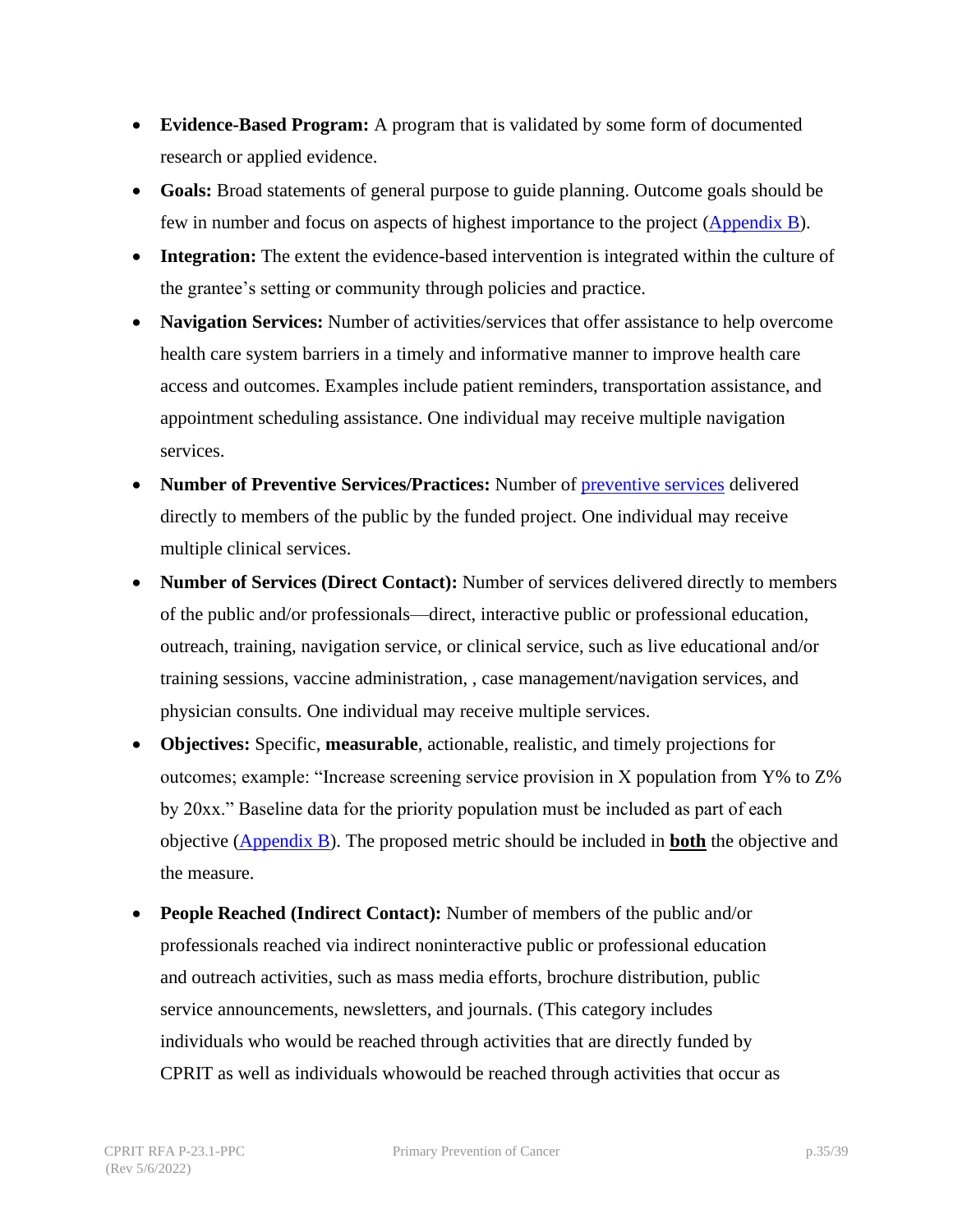- **Evidence-Based Program:** A program that is validated by some form of documented research or applied evidence.
- **Goals:** Broad statements of general purpose to guide planning. Outcome goals should be few in number and focus on aspects of highest importance to the project (Appendix B).
- **Integration:** The extent the evidence-based intervention is integrated within the culture of the grantee's setting or community through policies and practice.
- **Navigation Services:** Number of activities/services that offer assistance to help overcome health care system barriers in a timely and informative manner to improve health care access and outcomes. Examples include patient reminders, transportation assistance, and appointment scheduling assistance. One individual may receive multiple navigation services.
- **Number of Preventive Services/Practices:** Number of preventive services delivered directly to members of the public by the funded project. One individual may receive multiple clinical services.
- **Number of Services (Direct Contact):** Number of services delivered directly to members of the public and/or professionals—direct, interactive public or professional education, outreach, training, navigation service, or clinical service, such as live educational and/or training sessions, vaccine administration, , case management/navigation services, and physician consults. One individual may receive multiple services.
- **Objectives:** Specific, **measurable**, actionable, realistic, and timely projections for outcomes; example: "Increase screening service provision in X population from Y% to Z% by 20xx." Baseline data for the priority population must be included as part of each objective (Appendix B). The proposed metric should be included in **both** the objective and the measure.
- **People Reached (Indirect Contact):** Number of members of the public and/or professionals reached via indirect noninteractive public or professional education and outreach activities, such as mass media efforts, brochure distribution, public service announcements, newsletters, and journals. (This category includes individuals who would be reached through activities that are directly funded by CPRIT as well as individuals whowould be reached through activities that occur as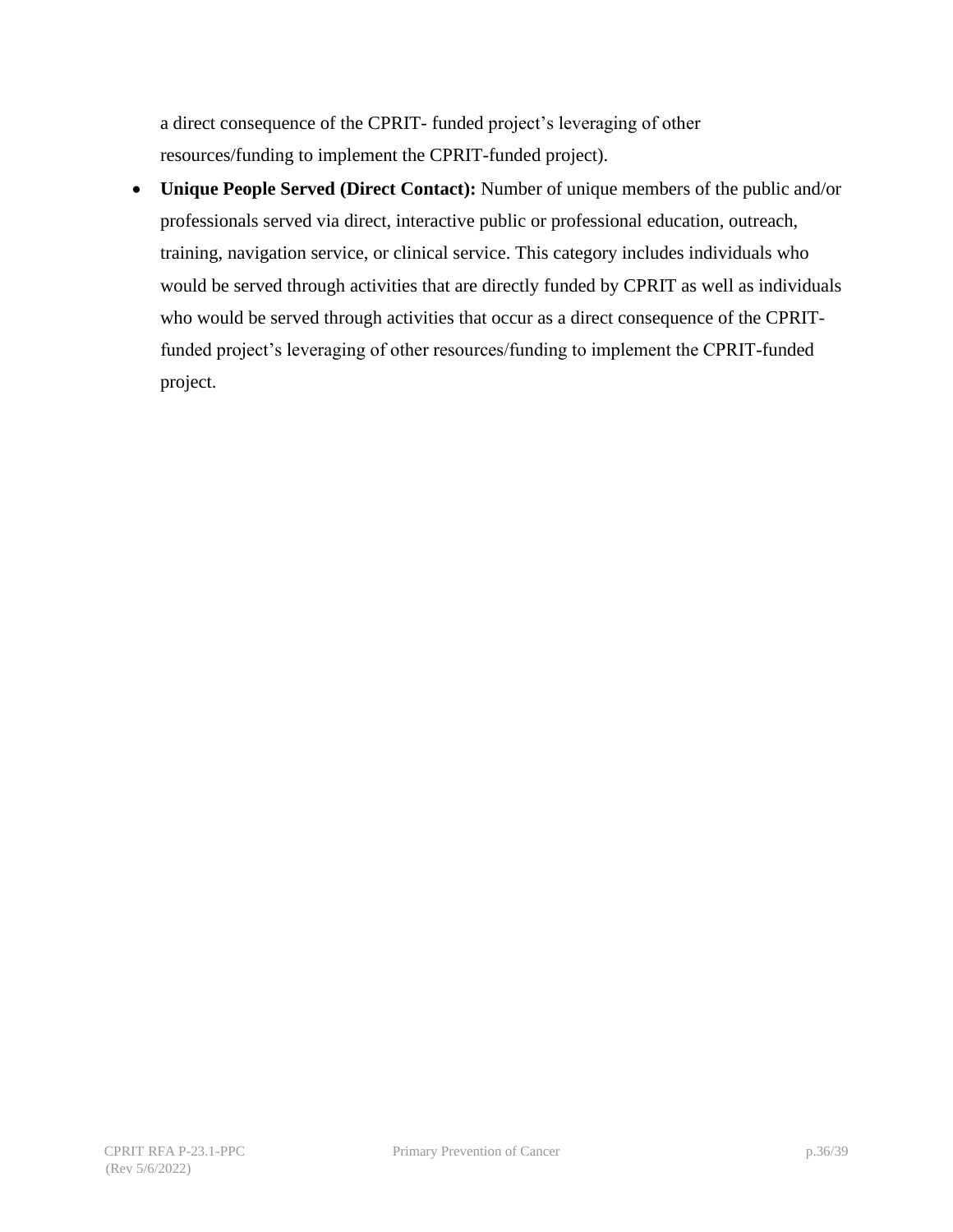a direct consequence of the CPRIT- funded project's leveraging of other resources/funding to implement the CPRIT-funded project).

- **Unique People Served (Direct Contact):** Number of unique members of the public and/or professionals served via direct, interactive public or professional education, outreach, training, navigation service, or clinical service. This category includes individuals who would be served through activities that are directly funded by CPRIT as well as individuals who would be served through activities that occur as a direct consequence of the CPRIT-funded project's leveraging of other resources/funding to implement the CPRIT-funded project.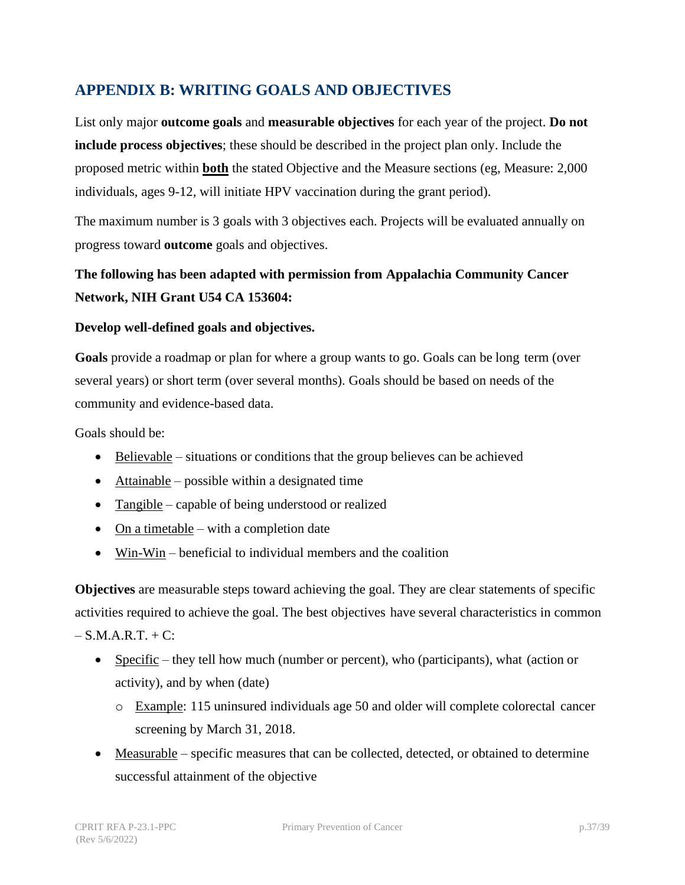## APPENDIX B: WRITING GOALS AND OBJECTIVES

List only major **outcome goals** and **measurable objectives** for each year of the project. **Do not include process objectives**; these should be described in the project plan only. Include the proposed metric within **both** the stated Objective and the Measure sections (eg, Measure: 2,000 individuals, ages 9-12, will initiate HPV vaccination during the grant period).

The maximum number is 3 goals with 3 objectives each. Projects will be evaluated annually on progress toward **outcome** goals and objectives.

**The following has been adapted with permission from Appalachia Community Cancer Network, NIH Grant U54 CA 153604:**

**Develop well-defined goals and objectives.**

**Goals** provide a roadmap or plan for where a group wants to go. Goals can be long term (over several years) or short term (over several months). Goals should be based on needs of the community and evidence-based data.

Goals should be:

- Believable – situations or conditions that the group believes can be achieved
- Attainable – possible within a designated time
- Tangible – capable of being understood or realized
- On a timetable – with a completion date
- Win-Win – beneficial to individual members and the coalition

**Objectives** are measurable steps toward achieving the goal. They are clear statements of specific activities required to achieve the goal. The best objectives have several characteristics in common – S.M.A.R.T. + C:

- Specific – they tell how much (number or percent), who (participants), what (action or activity), and by when (date)
  - Example: 115 uninsured individuals age 50 and older will complete colorectal cancer screening by March 31, 2018.
- Measurable – specific measures that can be collected, detected, or obtained to determine successful attainment of the objective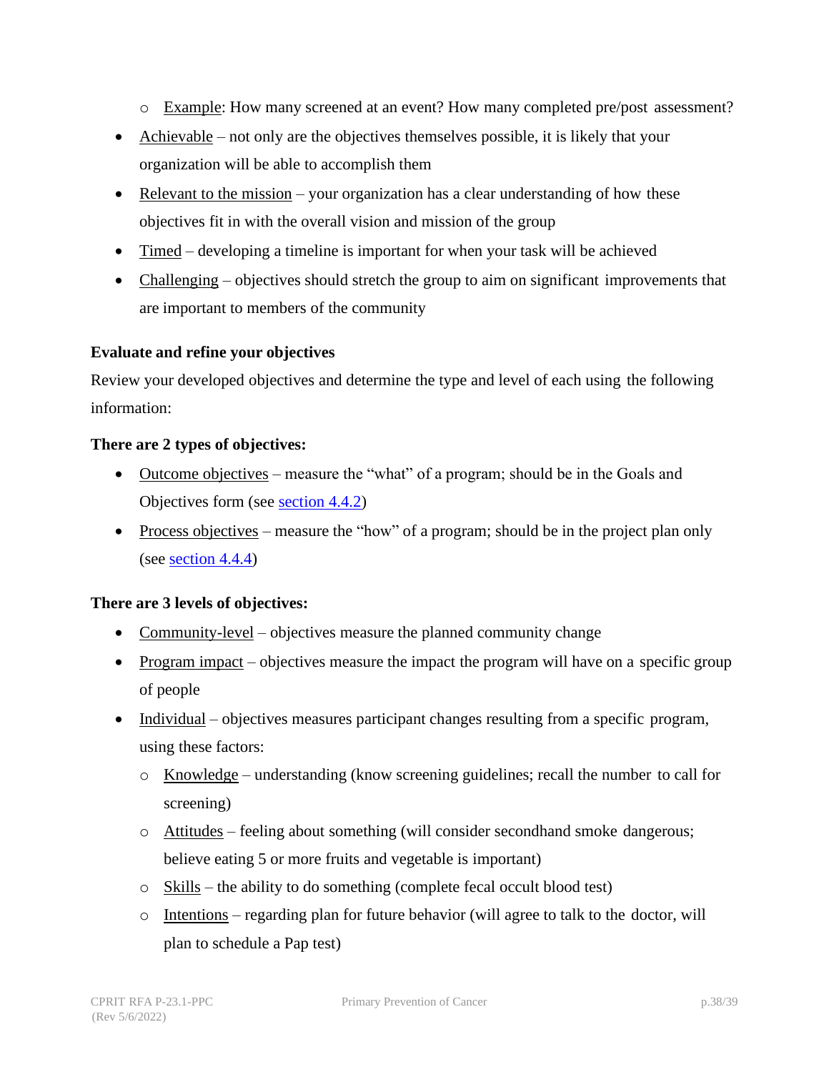- Example: How many screened at an event? How many completed pre/post assessment?

- Achievable – not only are the objectives themselves possible, it is likely that your organization will be able to accomplish them
- Relevant to the mission – your organization has a clear understanding of how these objectives fit in with the overall vision and mission of the group
- Timed – developing a timeline is important for when your task will be achieved
- Challenging – objectives should stretch the group to aim on significant improvements that are important to members of the community

**Evaluate and refine your objectives**

Review your developed objectives and determine the type and level of each using the following information:

**There are 2 types of objectives:**

- Outcome objectives – measure the "what" of a program; should be in the Goals and Objectives form (see section 4.4.2)
- Process objectives – measure the "how" of a program; should be in the project plan only (see section 4.4.4)

**There are 3 levels of objectives:**

- Community-level – objectives measure the planned community change
- Program impact – objectives measure the impact the program will have on a specific group of people
- Individual – objectives measures participant changes resulting from a specific program, using these factors:
   - Knowledge – understanding (know screening guidelines; recall the number to call for screening)
   - Attitudes – feeling about something (will consider secondhand smoke dangerous; believe eating 5 or more fruits and vegetable is important)
   - Skills – the ability to do something (complete fecal occult blood test)
   - Intentions – regarding plan for future behavior (will agree to talk to the doctor, will plan to schedule a Pap test)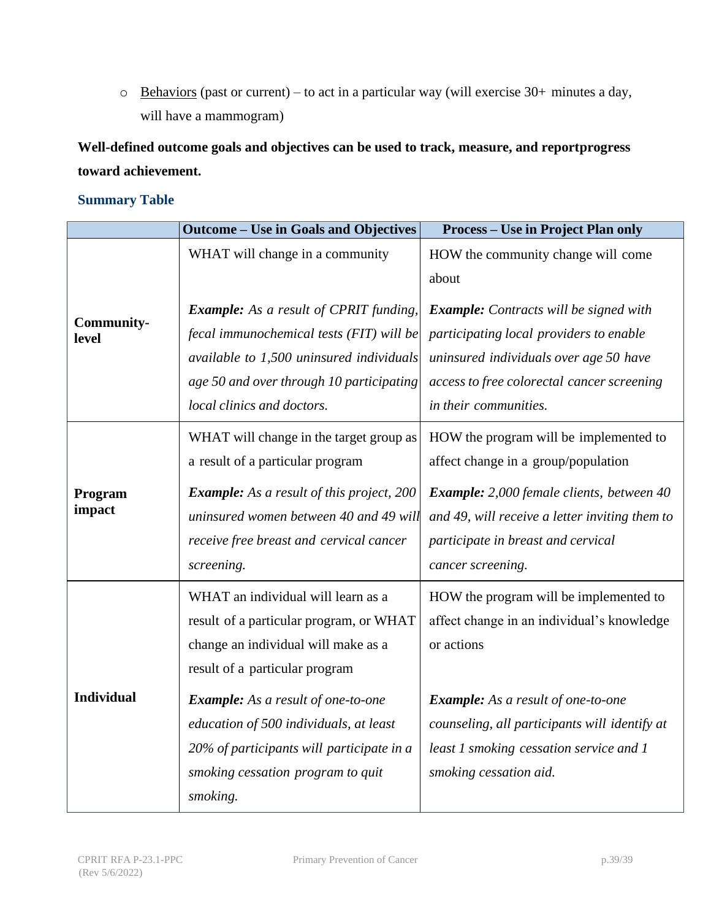- Behaviors (past or current) – to act in a particular way (will exercise 30+ minutes a day, will have a mammogram)

**Well-defined outcome goals and objectives can be used to track, measure, and reportprogress toward achievement.**

### Summary Table

| | Outcome – Use in Goals and Objectives | Process – Use in Project Plan only |
|---|---|---|
| **Community-level** | WHAT will change in a community<br><br>***Example:*** *As a result of CPRIT funding, fecal immunochemical tests (FIT) will be available to 1,500 uninsured individuals age 50 and over through 10 participating local clinics and doctors.* | HOW the community change will come about<br><br>***Example:*** *Contracts will be signed with participating local providers to enable uninsured individuals over age 50 have access to free colorectal cancer screening in their communities.* |
| **Program impact** | WHAT will change in the target group as a result of a particular program<br><br>***Example:*** *As a result of this project, 200 uninsured women between 40 and 49 will receive free breast and cervical cancer screening.* | HOW the program will be implemented to affect change in a group/population<br><br>***Example:*** *2,000 female clients, between 40 and 49, will receive a letter inviting them to participate in breast and cervical cancer screening.* |
| **Individual** | WHAT an individual will learn as a result of a particular program, or WHAT change an individual will make as a result of a particular program<br><br>***Example:*** *As a result of one-to-one education of 500 individuals, at least 20% of participants will participate in a smoking cessation program to quit smoking.* | HOW the program will be implemented to affect change in an individual's knowledge or actions<br><br>***Example:*** *As a result of one-to-one counseling, all participants will identify at least 1 smoking cessation service and 1 smoking cessation aid.* |